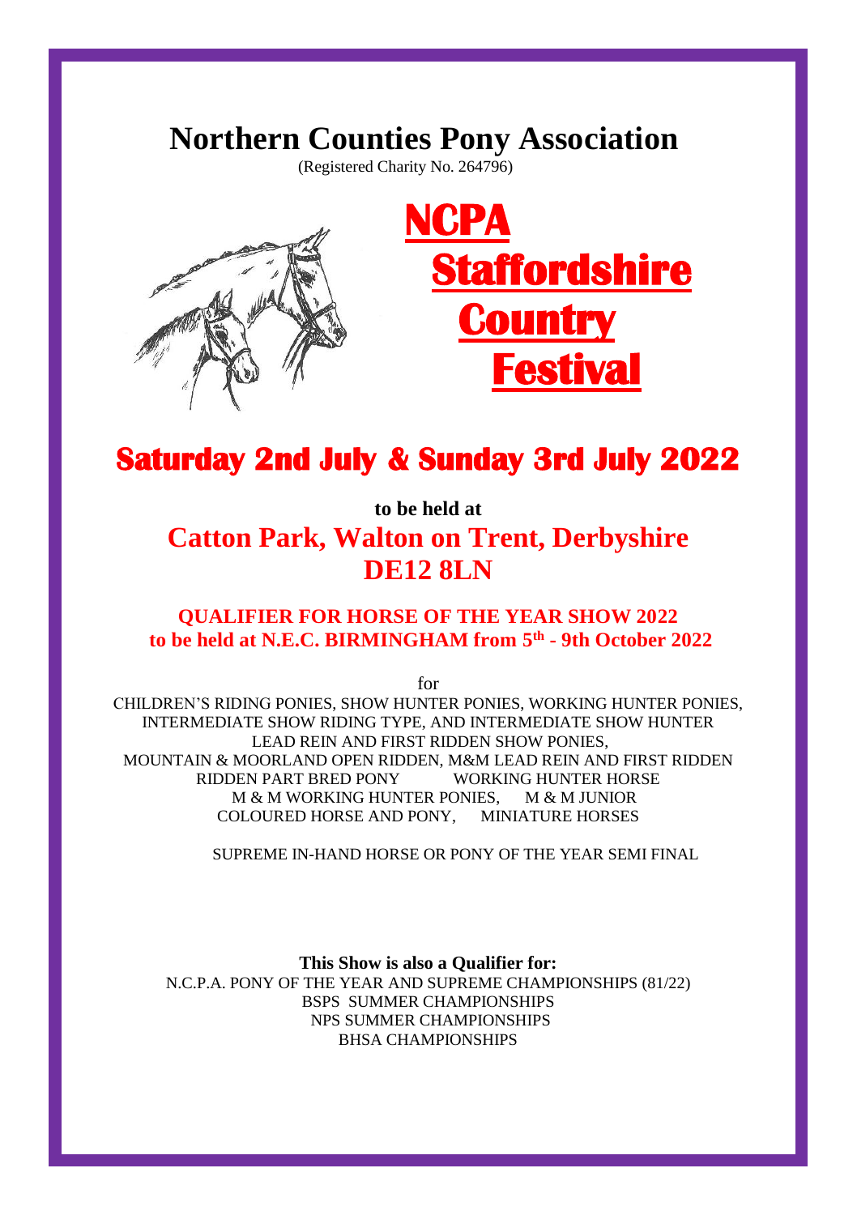# Northern Counties Pony Association

(Registered Charity No. 264796)

# NCPA Staffordshire Country Festival

## Saturday 2nd July & Sunday 3rd July 2022

**to be held at**

## Catton Park, Walton on Trent, Derbyshire DE12 8LN

### QUALIFIER FOR HORSE OF THE YEAR SHOW 2022 to be held at N.E.C. BIRMINGHAM from 5th - 9th October 2022

for

CHILDREN'S RIDING PONIES, SHOW HUNTER PONIES, WORKING HUNTER PONIES,
INTERMEDIATE SHOW RIDING TYPE, AND INTERMEDIATE SHOW HUNTER
LEAD REIN AND FIRST RIDDEN SHOW PONIES,
MOUNTAIN & MOORLAND OPEN RIDDEN, M&M LEAD REIN AND FIRST RIDDEN
RIDDEN PART BRED PONY WORKING HUNTER HORSE
M & M WORKING HUNTER PONIES, M & M JUNIOR
COLOURED HORSE AND PONY, MINIATURE HORSES

SUPREME IN-HAND HORSE OR PONY OF THE YEAR SEMI FINAL

**This Show is also a Qualifier for:**

N.C.P.A. PONY OF THE YEAR AND SUPREME CHAMPIONSHIPS (81/22)
BSPS SUMMER CHAMPIONSHIPS
NPS SUMMER CHAMPIONSHIPS
BHSA CHAMPIONSHIPS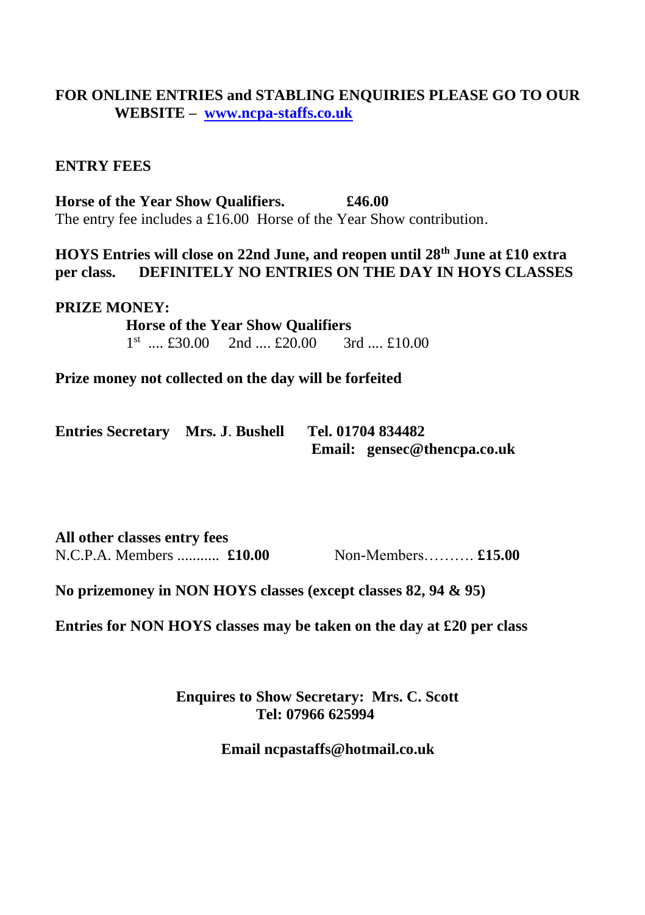**FOR ONLINE ENTRIES and STABLING ENQUIRIES PLEASE GO TO OUR WEBSITE – [www.ncpa-staffs.co.uk](http://www.ncpa-staffs.co.uk)**

**ENTRY FEES**

**Horse of the Year Show Qualifiers. £46.00**
The entry fee includes a £16.00 Horse of the Year Show contribution.

**HOYS Entries will close on 22nd June, and reopen until 28th June at £10 extra per class. DEFINITELY NO ENTRIES ON THE DAY IN HOYS CLASSES**

**PRIZE MONEY:**

**Horse of the Year Show Qualifiers**
1st .... £30.00 2nd .... £20.00 3rd .... £10.00

**Prize money not collected on the day will be forfeited**

**Entries Secretary Mrs. J. Bushell Tel. 01704 834482**
**Email: gensec@thencpa.co.uk**

**All other classes entry fees**
N.C.P.A. Members ........... **£10.00** Non-Members………. **£15.00**

**No prizemoney in NON HOYS classes (except classes 82, 94 & 95)**

**Entries for NON HOYS classes may be taken on the day at £20 per class**

**Enquires to Show Secretary: Mrs. C. Scott**
**Tel: 07966 625994**

**Email ncpastaffs@hotmail.co.uk**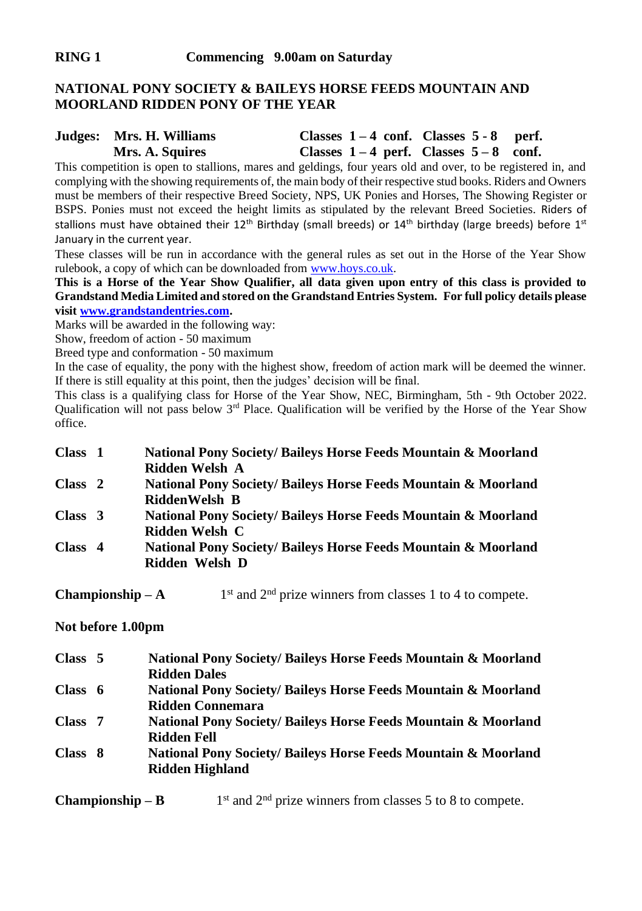## RING 1 Commencing 9.00am on Saturday

## NATIONAL PONY SOCIETY & BAILEYS HORSE FEEDS MOUNTAIN AND MOORLAND RIDDEN PONY OF THE YEAR

**Judges: Mrs. H. Williams** — **Classes 1 – 4 conf. Classes 5 - 8 perf.**
**Mrs. A. Squires** — **Classes 1 – 4 perf. Classes 5 – 8 conf.**

This competition is open to stallions, mares and geldings, four years old and over, to be registered in, and complying with the showing requirements of, the main body of their respective stud books. Riders and Owners must be members of their respective Breed Society, NPS, UK Ponies and Horses, The Showing Register or BSPS. Ponies must not exceed the height limits as stipulated by the relevant Breed Societies. Riders of stallions must have obtained their 12th Birthday (small breeds) or 14th birthday (large breeds) before 1st January in the current year.

These classes will be run in accordance with the general rules as set out in the Horse of the Year Show rulebook, a copy of which can be downloaded from www.hoys.co.uk.

**This is a Horse of the Year Show Qualifier, all data given upon entry of this class is provided to Grandstand Media Limited and stored on the Grandstand Entries System. For full policy details please visit www.grandstandentries.com.**

Marks will be awarded in the following way:
Show, freedom of action - 50 maximum
Breed type and conformation - 50 maximum

In the case of equality, the pony with the highest show, freedom of action mark will be deemed the winner. If there is still equality at this point, then the judges' decision will be final.

This class is a qualifying class for Horse of the Year Show, NEC, Birmingham, 5th - 9th October 2022. Qualification will not pass below 3rd Place. Qualification will be verified by the Horse of the Year Show office.

**Class 1** **National Pony Society/ Baileys Horse Feeds Mountain & Moorland Ridden Welsh A**

**Class 2** **National Pony Society/ Baileys Horse Feeds Mountain & Moorland RiddenWelsh B**

**Class 3** **National Pony Society/ Baileys Horse Feeds Mountain & Moorland Ridden Welsh C**

**Class 4** **National Pony Society/ Baileys Horse Feeds Mountain & Moorland Ridden Welsh D**

**Championship – A** 1st and 2nd prize winners from classes 1 to 4 to compete.

**Not before 1.00pm**

**Class 5** **National Pony Society/ Baileys Horse Feeds Mountain & Moorland Ridden Dales**

**Class 6** **National Pony Society/ Baileys Horse Feeds Mountain & Moorland Ridden Connemara**

**Class 7** **National Pony Society/ Baileys Horse Feeds Mountain & Moorland Ridden Fell**

**Class 8** **National Pony Society/ Baileys Horse Feeds Mountain & Moorland Ridden Highland**

**Championship – B** 1st and 2nd prize winners from classes 5 to 8 to compete.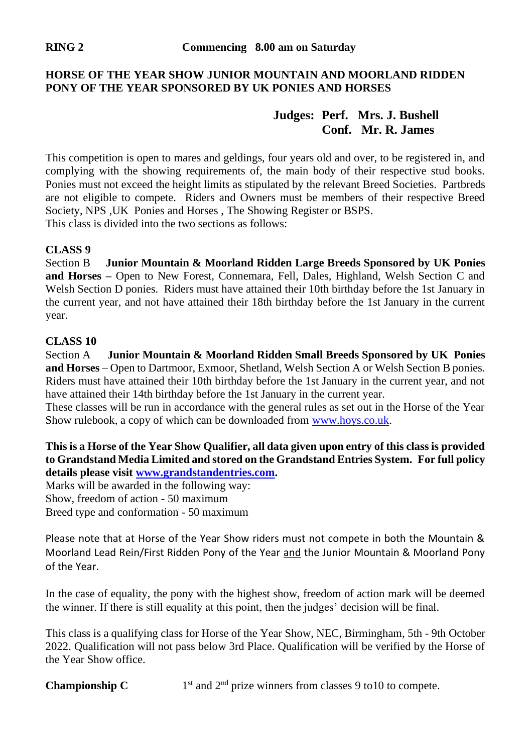**RING 2** **Commencing 8.00 am on Saturday**

**HORSE OF THE YEAR SHOW JUNIOR MOUNTAIN AND MOORLAND RIDDEN PONY OF THE YEAR SPONSORED BY UK PONIES AND HORSES**

**Judges: Perf. Mrs. J. Bushell**
**Conf. Mr. R. James**

This competition is open to mares and geldings, four years old and over, to be registered in, and complying with the showing requirements of, the main body of their respective stud books. Ponies must not exceed the height limits as stipulated by the relevant Breed Societies. Partbreds are not eligible to compete. Riders and Owners must be members of their respective Breed Society, NPS ,UK Ponies and Horses , The Showing Register or BSPS.
This class is divided into the two sections as follows:

**CLASS 9**
Section B **Junior Mountain & Moorland Ridden Large Breeds Sponsored by UK Ponies and Horses –** Open to New Forest, Connemara, Fell, Dales, Highland, Welsh Section C and Welsh Section D ponies. Riders must have attained their 10th birthday before the 1st January in the current year, and not have attained their 18th birthday before the 1st January in the current year.

**CLASS 10**
Section A **Junior Mountain & Moorland Ridden Small Breeds Sponsored by UK Ponies and Horses** – Open to Dartmoor, Exmoor, Shetland, Welsh Section A or Welsh Section B ponies. Riders must have attained their 10th birthday before the 1st January in the current year, and not have attained their 14th birthday before the 1st January in the current year.
These classes will be run in accordance with the general rules as set out in the Horse of the Year Show rulebook, a copy of which can be downloaded from www.hoys.co.uk.

**This is a Horse of the Year Show Qualifier, all data given upon entry of this class is provided to Grandstand Media Limited and stored on the Grandstand Entries System. For full policy details please visit www.grandstandentries.com.**
Marks will be awarded in the following way:
Show, freedom of action - 50 maximum
Breed type and conformation - 50 maximum

Please note that at Horse of the Year Show riders must not compete in both the Mountain & Moorland Lead Rein/First Ridden Pony of the Year and the Junior Mountain & Moorland Pony of the Year.

In the case of equality, the pony with the highest show, freedom of action mark will be deemed the winner. If there is still equality at this point, then the judges' decision will be final.

This class is a qualifying class for Horse of the Year Show, NEC, Birmingham, 5th - 9th October 2022. Qualification will not pass below 3rd Place. Qualification will be verified by the Horse of the Year Show office.

**Championship C** 1st and 2nd prize winners from classes 9 to10 to compete.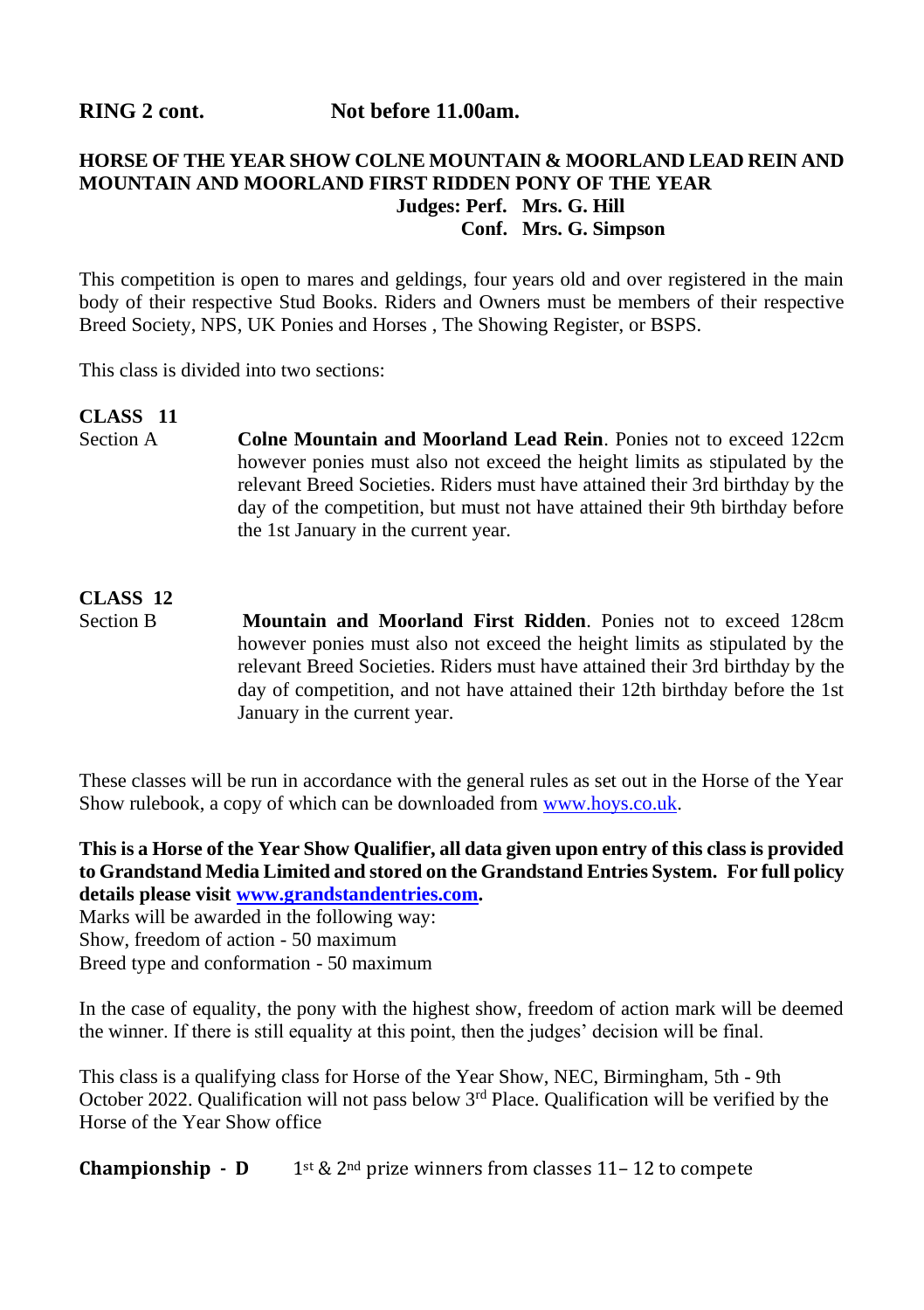**RING 2 cont.** **Not before 11.00am.**

## HORSE OF THE YEAR SHOW COLNE MOUNTAIN & MOORLAND LEAD REIN AND MOUNTAIN AND MOORLAND FIRST RIDDEN PONY OF THE YEAR

**Judges: Perf. Mrs. G. Hill**
**Conf. Mrs. G. Simpson**

This competition is open to mares and geldings, four years old and over registered in the main body of their respective Stud Books. Riders and Owners must be members of their respective Breed Society, NPS, UK Ponies and Horses , The Showing Register, or BSPS.

This class is divided into two sections:

**CLASS 11**

Section A **Colne Mountain and Moorland Lead Rein**. Ponies not to exceed 122cm however ponies must also not exceed the height limits as stipulated by the relevant Breed Societies. Riders must have attained their 3rd birthday by the day of the competition, but must not have attained their 9th birthday before the 1st January in the current year.

**CLASS 12**

Section B **Mountain and Moorland First Ridden**. Ponies not to exceed 128cm however ponies must also not exceed the height limits as stipulated by the relevant Breed Societies. Riders must have attained their 3rd birthday by the day of competition, and not have attained their 12th birthday before the 1st January in the current year.

These classes will be run in accordance with the general rules as set out in the Horse of the Year Show rulebook, a copy of which can be downloaded from www.hoys.co.uk.

**This is a Horse of the Year Show Qualifier, all data given upon entry of this class is provided to Grandstand Media Limited and stored on the Grandstand Entries System. For full policy details please visit www.grandstandentries.com.**

Marks will be awarded in the following way:
Show, freedom of action - 50 maximum
Breed type and conformation - 50 maximum

In the case of equality, the pony with the highest show, freedom of action mark will be deemed the winner. If there is still equality at this point, then the judges' decision will be final.

This class is a qualifying class for Horse of the Year Show, NEC, Birmingham, 5th - 9th October 2022. Qualification will not pass below 3rd Place. Qualification will be verified by the Horse of the Year Show office

**Championship - D** 1st & 2nd prize winners from classes 11– 12 to compete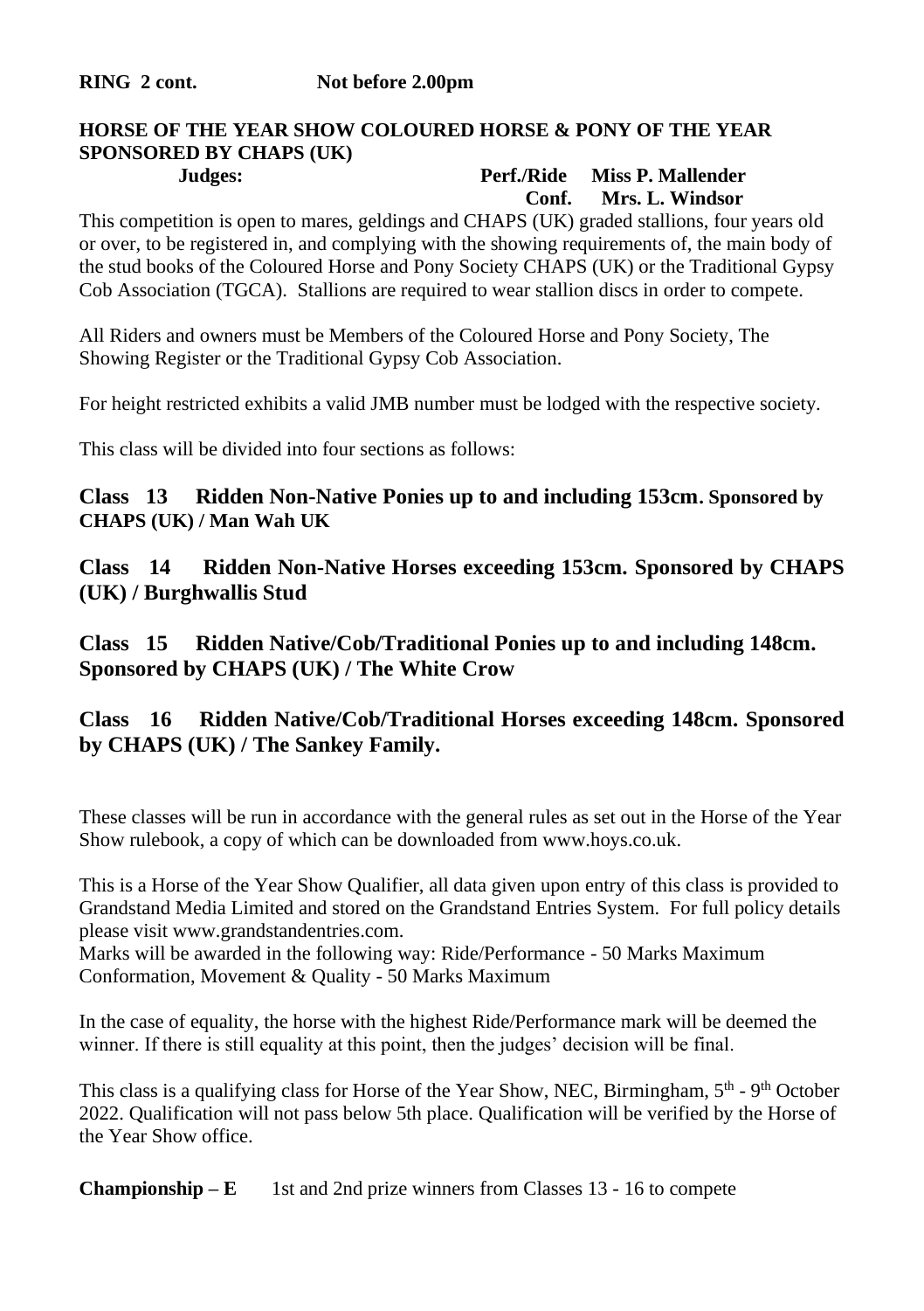**RING 2 cont.** **Not before 2.00pm**

**HORSE OF THE YEAR SHOW COLOURED HORSE & PONY OF THE YEAR SPONSORED BY CHAPS (UK)**

**Judges:** **Perf./Ride Miss P. Mallender**
**Conf. Mrs. L. Windsor**

This competition is open to mares, geldings and CHAPS (UK) graded stallions, four years old or over, to be registered in, and complying with the showing requirements of, the main body of the stud books of the Coloured Horse and Pony Society CHAPS (UK) or the Traditional Gypsy Cob Association (TGCA). Stallions are required to wear stallion discs in order to compete.

All Riders and owners must be Members of the Coloured Horse and Pony Society, The Showing Register or the Traditional Gypsy Cob Association.

For height restricted exhibits a valid JMB number must be lodged with the respective society.

This class will be divided into four sections as follows:

**Class 13 Ridden Non-Native Ponies up to and including 153cm. Sponsored by CHAPS (UK) / Man Wah UK**

**Class 14 Ridden Non-Native Horses exceeding 153cm. Sponsored by CHAPS (UK) / Burghwallis Stud**

**Class 15 Ridden Native/Cob/Traditional Ponies up to and including 148cm. Sponsored by CHAPS (UK) / The White Crow**

**Class 16 Ridden Native/Cob/Traditional Horses exceeding 148cm. Sponsored by CHAPS (UK) / The Sankey Family.**

These classes will be run in accordance with the general rules as set out in the Horse of the Year Show rulebook, a copy of which can be downloaded from www.hoys.co.uk.

This is a Horse of the Year Show Qualifier, all data given upon entry of this class is provided to Grandstand Media Limited and stored on the Grandstand Entries System. For full policy details please visit www.grandstandentries.com.

Marks will be awarded in the following way: Ride/Performance - 50 Marks Maximum
Conformation, Movement & Quality - 50 Marks Maximum

In the case of equality, the horse with the highest Ride/Performance mark will be deemed the winner. If there is still equality at this point, then the judges' decision will be final.

This class is a qualifying class for Horse of the Year Show, NEC, Birmingham, 5th - 9th October 2022. Qualification will not pass below 5th place. Qualification will be verified by the Horse of the Year Show office.

**Championship – E** 1st and 2nd prize winners from Classes 13 - 16 to compete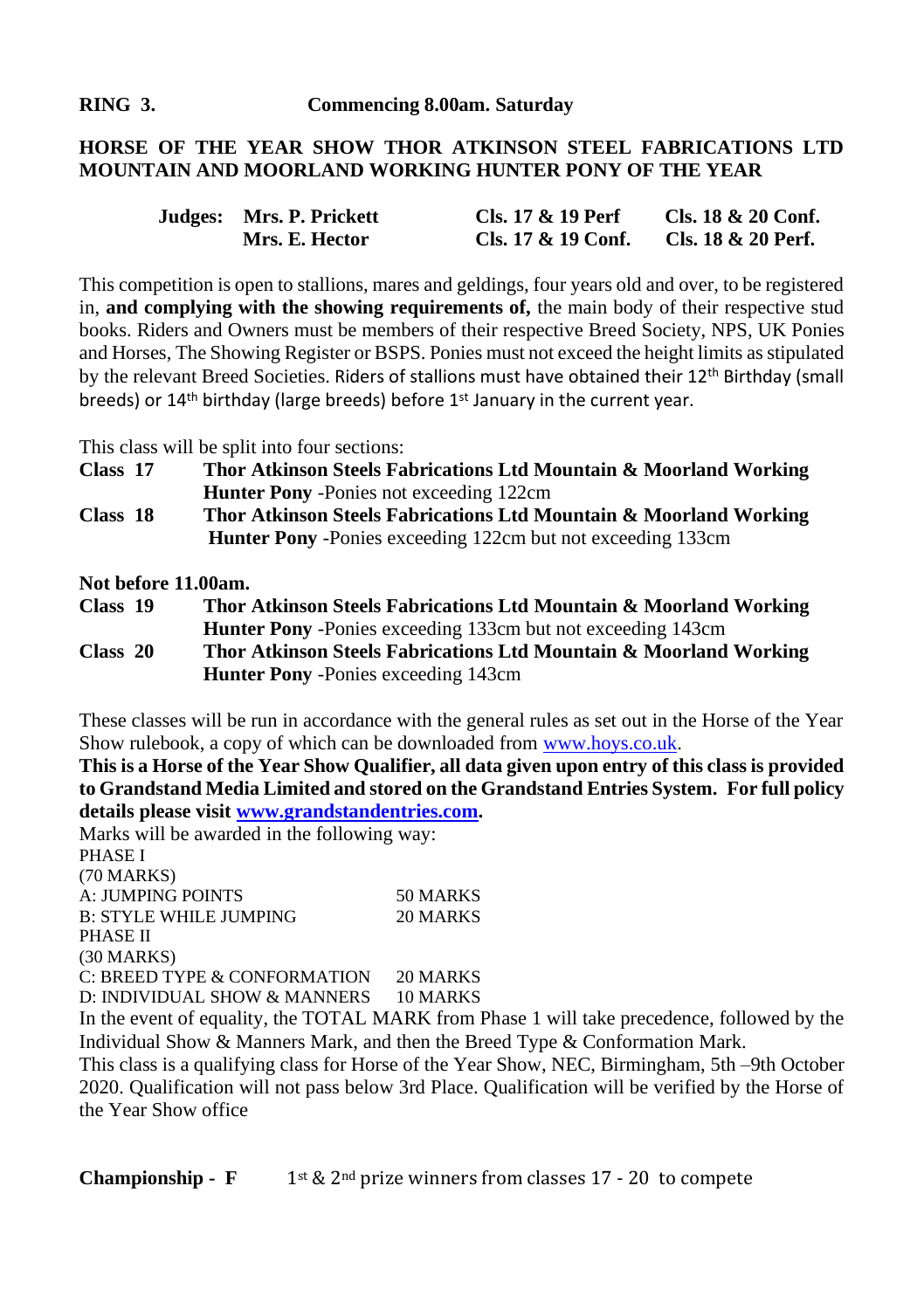**RING 3. Commencing 8.00am. Saturday**

**HORSE OF THE YEAR SHOW THOR ATKINSON STEEL FABRICATIONS LTD MOUNTAIN AND MOORLAND WORKING HUNTER PONY OF THE YEAR**

| Judges: | | | |
|---|---|---|---|
| | **Mrs. P. Prickett** | **Cls. 17 & 19 Perf** | **Cls. 18 & 20 Conf.** |
| | **Mrs. E. Hector** | **Cls. 17 & 19 Conf.** | **Cls. 18 & 20 Perf.** |

This competition is open to stallions, mares and geldings, four years old and over, to be registered in, **and complying with the showing requirements of,** the main body of their respective stud books. Riders and Owners must be members of their respective Breed Society, NPS, UK Ponies and Horses, The Showing Register or BSPS. Ponies must not exceed the height limits as stipulated by the relevant Breed Societies. Riders of stallions must have obtained their 12th Birthday (small breeds) or 14th birthday (large breeds) before 1st January in the current year.

This class will be split into four sections:

**Class 17** **Thor Atkinson Steels Fabrications Ltd Mountain & Moorland Working Hunter Pony** -Ponies not exceeding 122cm

**Class 18** **Thor Atkinson Steels Fabrications Ltd Mountain & Moorland Working Hunter Pony** -Ponies exceeding 122cm but not exceeding 133cm

**Not before 11.00am.**

**Class 19** **Thor Atkinson Steels Fabrications Ltd Mountain & Moorland Working Hunter Pony** -Ponies exceeding 133cm but not exceeding 143cm

**Class 20** **Thor Atkinson Steels Fabrications Ltd Mountain & Moorland Working Hunter Pony** -Ponies exceeding 143cm

These classes will be run in accordance with the general rules as set out in the Horse of the Year Show rulebook, a copy of which can be downloaded from www.hoys.co.uk.

**This is a Horse of the Year Show Qualifier, all data given upon entry of this class is provided to Grandstand Media Limited and stored on the Grandstand Entries System. For full policy details please visit www.grandstandentries.com.**

Marks will be awarded in the following way:

PHASE I
(70 MARKS)

| | |
|---|---|
| A: JUMPING POINTS | 50 MARKS |
| B: STYLE WHILE JUMPING | 20 MARKS |

PHASE II
(30 MARKS)

| | |
|---|---|
| C: BREED TYPE & CONFORMATION | 20 MARKS |
| D: INDIVIDUAL SHOW & MANNERS | 10 MARKS |

In the event of equality, the TOTAL MARK from Phase 1 will take precedence, followed by the Individual Show & Manners Mark, and then the Breed Type & Conformation Mark.

This class is a qualifying class for Horse of the Year Show, NEC, Birmingham, 5th –9th October 2020. Qualification will not pass below 3rd Place. Qualification will be verified by the Horse of the Year Show office

**Championship - F** 1st & 2nd prize winners from classes 17 - 20 to compete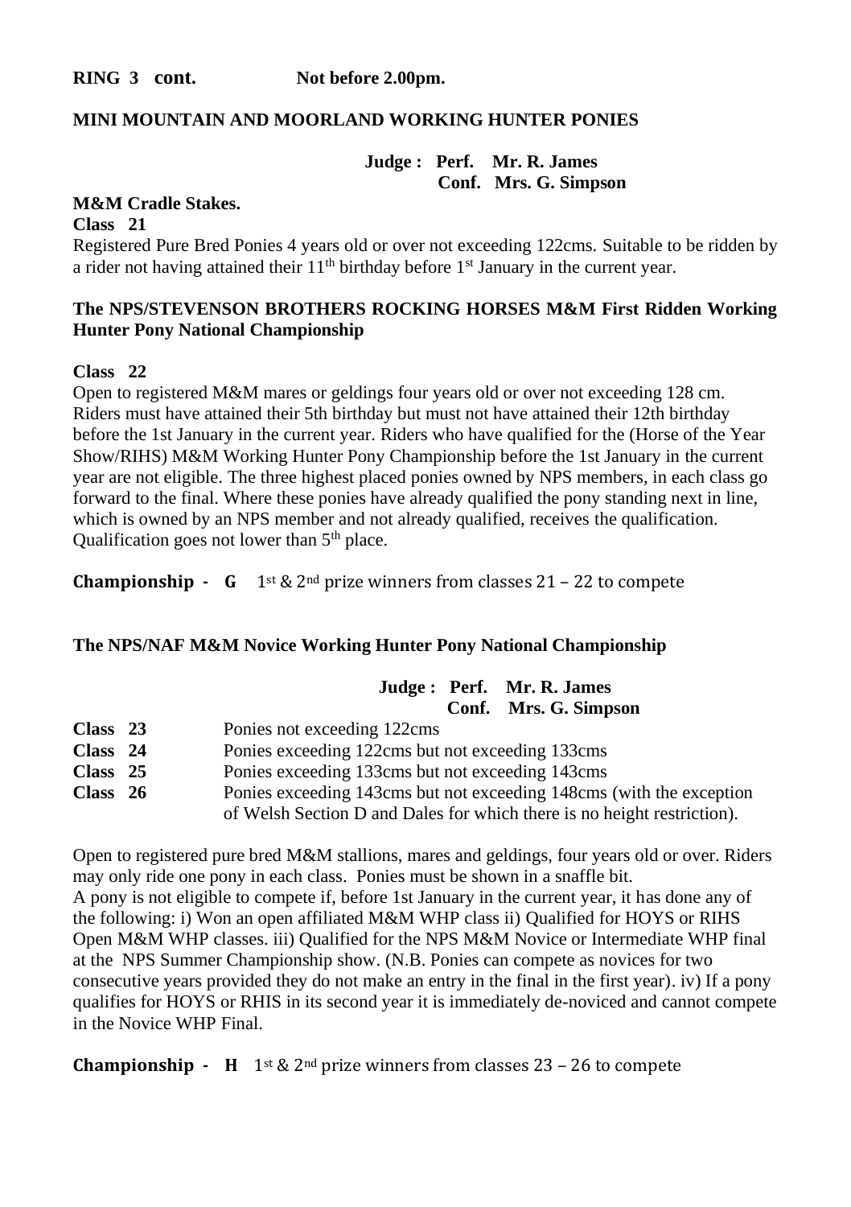**RING 3 cont.** **Not before 2.00pm.**

**MINI MOUNTAIN AND MOORLAND WORKING HUNTER PONIES**

**Judge : Perf. Mr. R. James**
**Conf. Mrs. G. Simpson**

**M&M Cradle Stakes.**

**Class 21**

Registered Pure Bred Ponies 4 years old or over not exceeding 122cms. Suitable to be ridden by a rider not having attained their 11th birthday before 1st January in the current year.

**The NPS/STEVENSON BROTHERS ROCKING HORSES M&M First Ridden Working Hunter Pony National Championship**

**Class 22**

Open to registered M&M mares or geldings four years old or over not exceeding 128 cm. Riders must have attained their 5th birthday but must not have attained their 12th birthday before the 1st January in the current year. Riders who have qualified for the (Horse of the Year Show/RIHS) M&M Working Hunter Pony Championship before the 1st January in the current year are not eligible. The three highest placed ponies owned by NPS members, in each class go forward to the final. Where these ponies have already qualified the pony standing next in line, which is owned by an NPS member and not already qualified, receives the qualification. Qualification goes not lower than 5th place.

**Championship - G** 1st & 2nd prize winners from classes 21 – 22 to compete

**The NPS/NAF M&M Novice Working Hunter Pony National Championship**

**Judge : Perf. Mr. R. James**
**Conf. Mrs. G. Simpson**

**Class 23** Ponies not exceeding 122cms
**Class 24** Ponies exceeding 122cms but not exceeding 133cms
**Class 25** Ponies exceeding 133cms but not exceeding 143cms
**Class 26** Ponies exceeding 143cms but not exceeding 148cms (with the exception of Welsh Section D and Dales for which there is no height restriction).

Open to registered pure bred M&M stallions, mares and geldings, four years old or over. Riders may only ride one pony in each class. Ponies must be shown in a snaffle bit.
A pony is not eligible to compete if, before 1st January in the current year, it has done any of the following: i) Won an open affiliated M&M WHP class ii) Qualified for HOYS or RIHS Open M&M WHP classes. iii) Qualified for the NPS M&M Novice or Intermediate WHP final at the NPS Summer Championship show. (N.B. Ponies can compete as novices for two consecutive years provided they do not make an entry in the final in the first year). iv) If a pony qualifies for HOYS or RHIS in its second year it is immediately de-noviced and cannot compete in the Novice WHP Final.

**Championship - H** 1st & 2nd prize winners from classes 23 – 26 to compete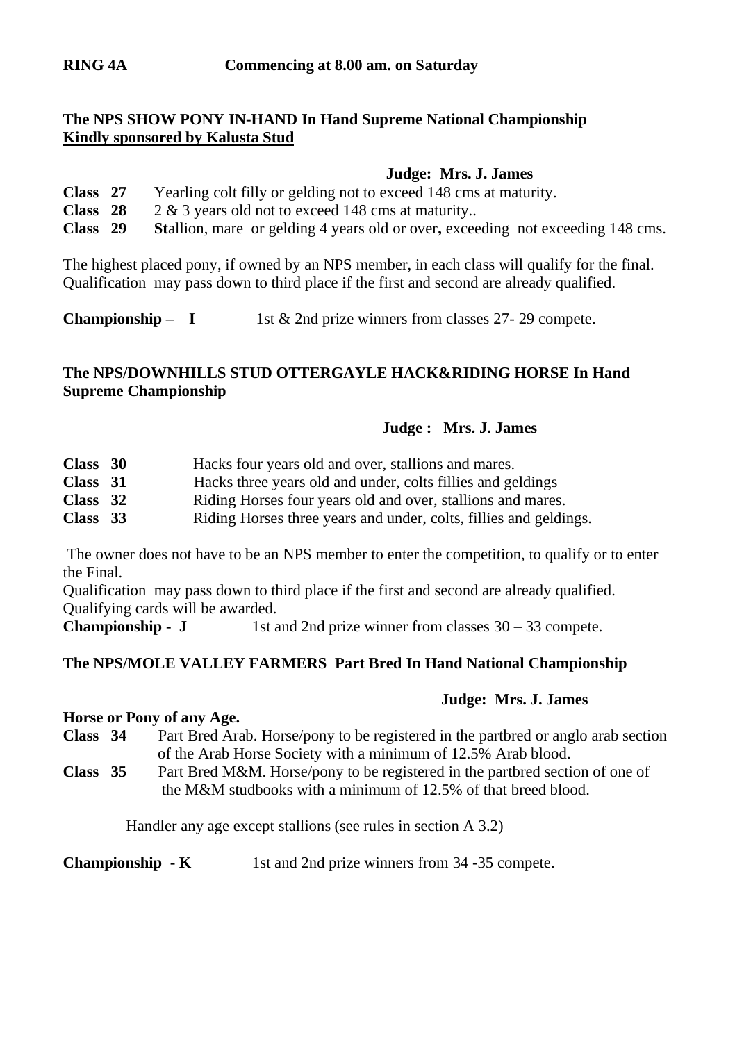**RING 4A Commencing at 8.00 am. on Saturday**

## The NPS SHOW PONY IN-HAND In Hand Supreme National Championship

**Kindly sponsored by Kalusta Stud**

**Judge: Mrs. J. James**

**Class 27** Yearling colt filly or gelding not to exceed 148 cms at maturity.
**Class 28** 2 & 3 years old not to exceed 148 cms at maturity..
**Class 29** **St**allion, mare or gelding 4 years old or over**,** exceeding not exceeding 148 cms.

The highest placed pony, if owned by an NPS member, in each class will qualify for the final. Qualification may pass down to third place if the first and second are already qualified.

**Championship – I** 1st & 2nd prize winners from classes 27- 29 compete.

## The NPS/DOWNHILLS STUD OTTERGAYLE HACK&RIDING HORSE In Hand Supreme Championship

**Judge : Mrs. J. James**

**Class 30** Hacks four years old and over, stallions and mares.
**Class 31** Hacks three years old and under, colts fillies and geldings
**Class 32** Riding Horses four years old and over, stallions and mares.
**Class 33** Riding Horses three years and under, colts, fillies and geldings.

The owner does not have to be an NPS member to enter the competition, to qualify or to enter the Final.
Qualification may pass down to third place if the first and second are already qualified.
Qualifying cards will be awarded.
**Championship - J** 1st and 2nd prize winner from classes 30 – 33 compete.

## The NPS/MOLE VALLEY FARMERS Part Bred In Hand National Championship

**Judge: Mrs. J. James**

**Horse or Pony of any Age.**

**Class 34** Part Bred Arab. Horse/pony to be registered in the partbred or anglo arab section of the Arab Horse Society with a minimum of 12.5% Arab blood.
**Class 35** Part Bred M&M. Horse/pony to be registered in the partbred section of one of the M&M studbooks with a minimum of 12.5% of that breed blood.

Handler any age except stallions (see rules in section A 3.2)

**Championship - K** 1st and 2nd prize winners from 34 -35 compete.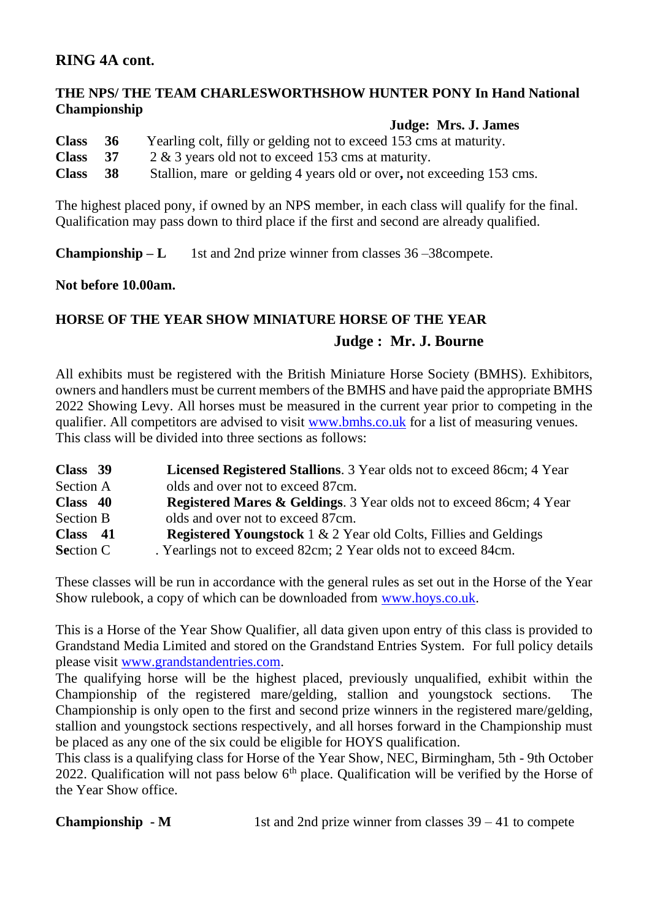## RING 4A cont.

### THE NPS/ THE TEAM CHARLESWORTHSHOW HUNTER PONY In Hand National Championship

**Judge: Mrs. J. James**

**Class 36** Yearling colt, filly or gelding not to exceed 153 cms at maturity.
**Class 37** 2 & 3 years old not to exceed 153 cms at maturity.
**Class 38** Stallion, mare or gelding 4 years old or over**,** not exceeding 153 cms.

The highest placed pony, if owned by an NPS member, in each class will qualify for the final. Qualification may pass down to third place if the first and second are already qualified.

**Championship – L** 1st and 2nd prize winner from classes 36 –38compete.

**Not before 10.00am.**

### HORSE OF THE YEAR SHOW MINIATURE HORSE OF THE YEAR

**Judge : Mr. J. Bourne**

All exhibits must be registered with the British Miniature Horse Society (BMHS). Exhibitors, owners and handlers must be current members of the BMHS and have paid the appropriate BMHS 2022 Showing Levy. All horses must be measured in the current year prior to competing in the qualifier. All competitors are advised to visit www.bmhs.co.uk for a list of measuring venues. This class will be divided into three sections as follows:

**Class 39** Section A — **Licensed Registered Stallions**. 3 Year olds not to exceed 86cm; 4 Year olds and over not to exceed 87cm.
**Class 40** Section B — **Registered Mares & Geldings**. 3 Year olds not to exceed 86cm; 4 Year olds and over not to exceed 87cm.
**Class 41** **Se**ction C — **Registered Youngstock** 1 & 2 Year old Colts, Fillies and Geldings. Yearlings not to exceed 82cm; 2 Year olds not to exceed 84cm.

These classes will be run in accordance with the general rules as set out in the Horse of the Year Show rulebook, a copy of which can be downloaded from www.hoys.co.uk.

This is a Horse of the Year Show Qualifier, all data given upon entry of this class is provided to Grandstand Media Limited and stored on the Grandstand Entries System. For full policy details please visit www.grandstandentries.com.
The qualifying horse will be the highest placed, previously unqualified, exhibit within the Championship of the registered mare/gelding, stallion and youngstock sections. The Championship is only open to the first and second prize winners in the registered mare/gelding, stallion and youngstock sections respectively, and all horses forward in the Championship must be placed as any one of the six could be eligible for HOYS qualification.
This class is a qualifying class for Horse of the Year Show, NEC, Birmingham, 5th - 9th October 2022. Qualification will not pass below 6th place. Qualification will be verified by the Horse of the Year Show office.

**Championship - M** 1st and 2nd prize winner from classes 39 – 41 to compete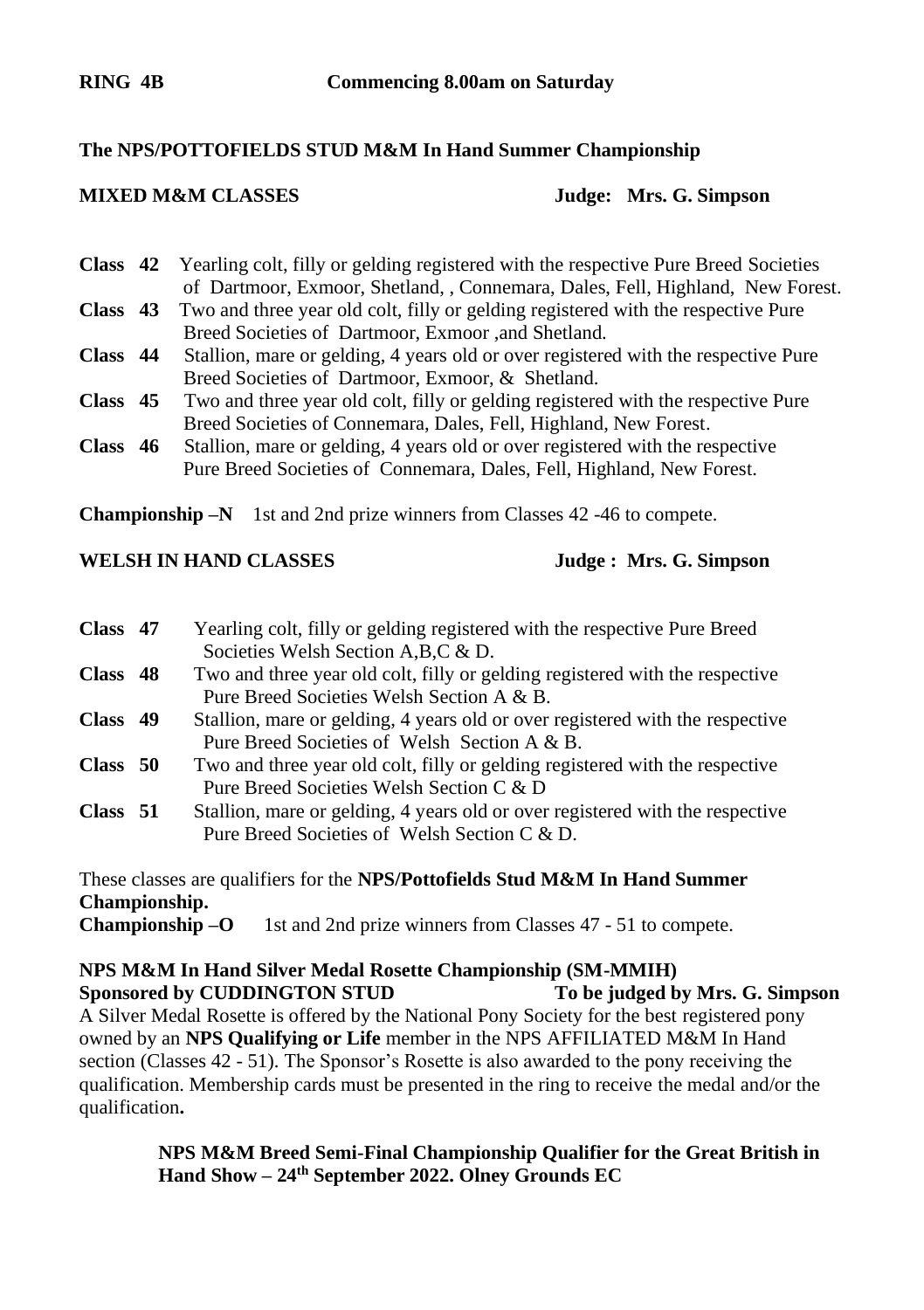**RING 4B** **Commencing 8.00am on Saturday**

**The NPS/POTTOFIELDS STUD M&M In Hand Summer Championship**

**MIXED M&M CLASSES** **Judge: Mrs. G. Simpson**

**Class 42** Yearling colt, filly or gelding registered with the respective Pure Breed Societies of Dartmoor, Exmoor, Shetland, , Connemara, Dales, Fell, Highland, New Forest.

**Class 43** Two and three year old colt, filly or gelding registered with the respective Pure Breed Societies of Dartmoor, Exmoor ,and Shetland.

**Class 44** Stallion, mare or gelding, 4 years old or over registered with the respective Pure Breed Societies of Dartmoor, Exmoor, & Shetland.

**Class 45** Two and three year old colt, filly or gelding registered with the respective Pure Breed Societies of Connemara, Dales, Fell, Highland, New Forest.

**Class 46** Stallion, mare or gelding, 4 years old or over registered with the respective Pure Breed Societies of Connemara, Dales, Fell, Highland, New Forest.

**Championship –N** 1st and 2nd prize winners from Classes 42 -46 to compete.

**WELSH IN HAND CLASSES** **Judge : Mrs. G. Simpson**

**Class 47** Yearling colt, filly or gelding registered with the respective Pure Breed Societies Welsh Section A,B,C & D.

**Class 48** Two and three year old colt, filly or gelding registered with the respective Pure Breed Societies Welsh Section A & B.

**Class 49** Stallion, mare or gelding, 4 years old or over registered with the respective Pure Breed Societies of Welsh Section A & B.

**Class 50** Two and three year old colt, filly or gelding registered with the respective Pure Breed Societies Welsh Section C & D

**Class 51** Stallion, mare or gelding, 4 years old or over registered with the respective Pure Breed Societies of Welsh Section C & D.

These classes are qualifiers for the **NPS/Pottofields Stud M&M In Hand Summer Championship.**

**Championship –O** 1st and 2nd prize winners from Classes 47 - 51 to compete.

**NPS M&M In Hand Silver Medal Rosette Championship (SM-MMIH)**
**Sponsored by CUDDINGTON STUD** **To be judged by Mrs. G. Simpson**

A Silver Medal Rosette is offered by the National Pony Society for the best registered pony owned by an **NPS Qualifying or Life** member in the NPS AFFILIATED M&M In Hand section (Classes 42 - 51). The Sponsor's Rosette is also awarded to the pony receiving the qualification. Membership cards must be presented in the ring to receive the medal and/or the qualification**.**

**NPS M&M Breed Semi-Final Championship Qualifier for the Great British in Hand Show – 24th September 2022. Olney Grounds EC**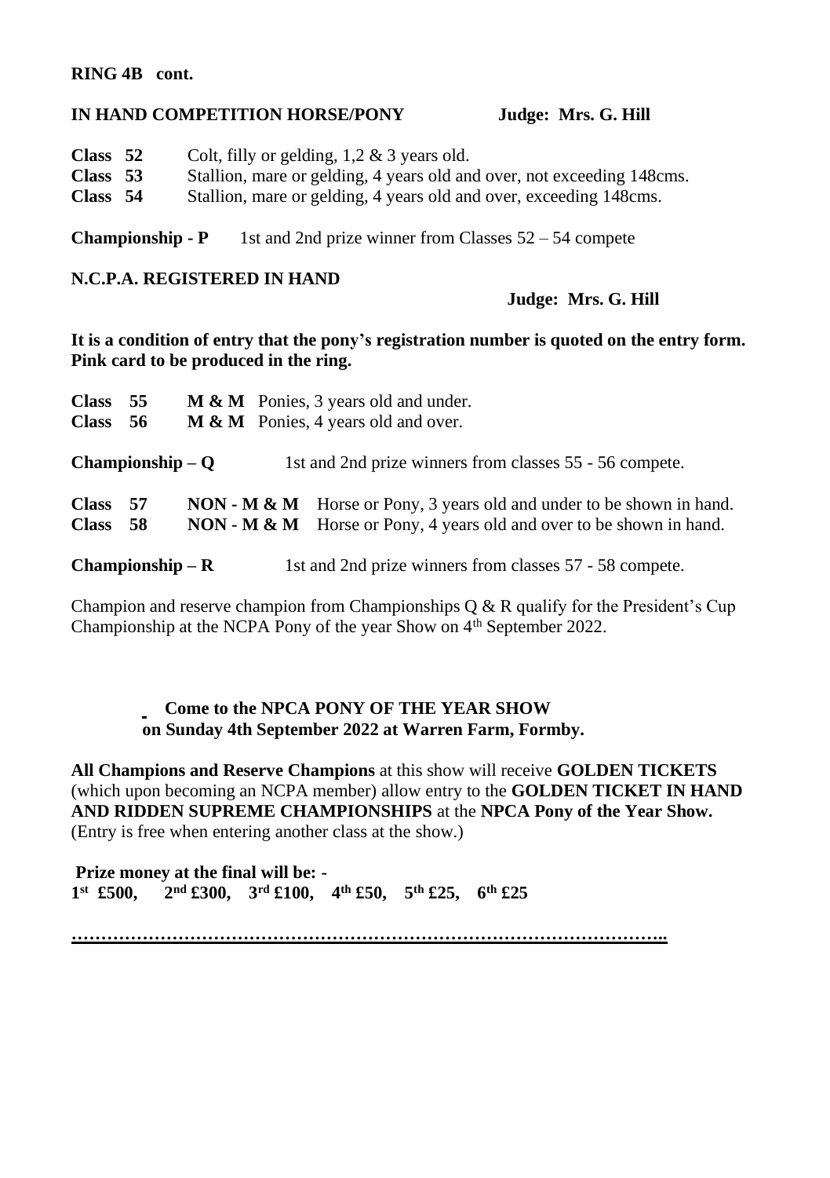**RING 4B cont.**

**IN HAND COMPETITION HORSE/PONY** **Judge: Mrs. G. Hill**

**Class 52** Colt, filly or gelding, 1,2 & 3 years old.
**Class 53** Stallion, mare or gelding, 4 years old and over, not exceeding 148cms.
**Class 54** Stallion, mare or gelding, 4 years old and over, exceeding 148cms.

**Championship - P** 1st and 2nd prize winner from Classes 52 – 54 compete

**N.C.P.A. REGISTERED IN HAND**

**Judge: Mrs. G. Hill**

**It is a condition of entry that the pony's registration number is quoted on the entry form. Pink card to be produced in the ring.**

**Class 55** **M & M** Ponies, 3 years old and under.
**Class 56** **M & M** Ponies, 4 years old and over.

**Championship – Q** 1st and 2nd prize winners from classes 55 - 56 compete.

**Class 57** **NON - M & M** Horse or Pony, 3 years old and under to be shown in hand.
**Class 58** **NON - M & M** Horse or Pony, 4 years old and over to be shown in hand.

**Championship – R** 1st and 2nd prize winners from classes 57 - 58 compete.

Champion and reserve champion from Championships Q & R qualify for the President's Cup Championship at the NCPA Pony of the year Show on 4th September 2022.

**Come to the NPCA PONY OF THE YEAR SHOW on Sunday 4th September 2022 at Warren Farm, Formby.**

**All Champions and Reserve Champions** at this show will receive **GOLDEN TICKETS** (which upon becoming an NCPA member) allow entry to the **GOLDEN TICKET IN HAND AND RIDDEN SUPREME CHAMPIONSHIPS** at the **NPCA Pony of the Year Show.** (Entry is free when entering another class at the show.)

**Prize money at the final will be: -**
**1st £500, 2nd £300, 3rd £100, 4th £50, 5th £25, 6th £25**

**……………………………………………………………………………………….**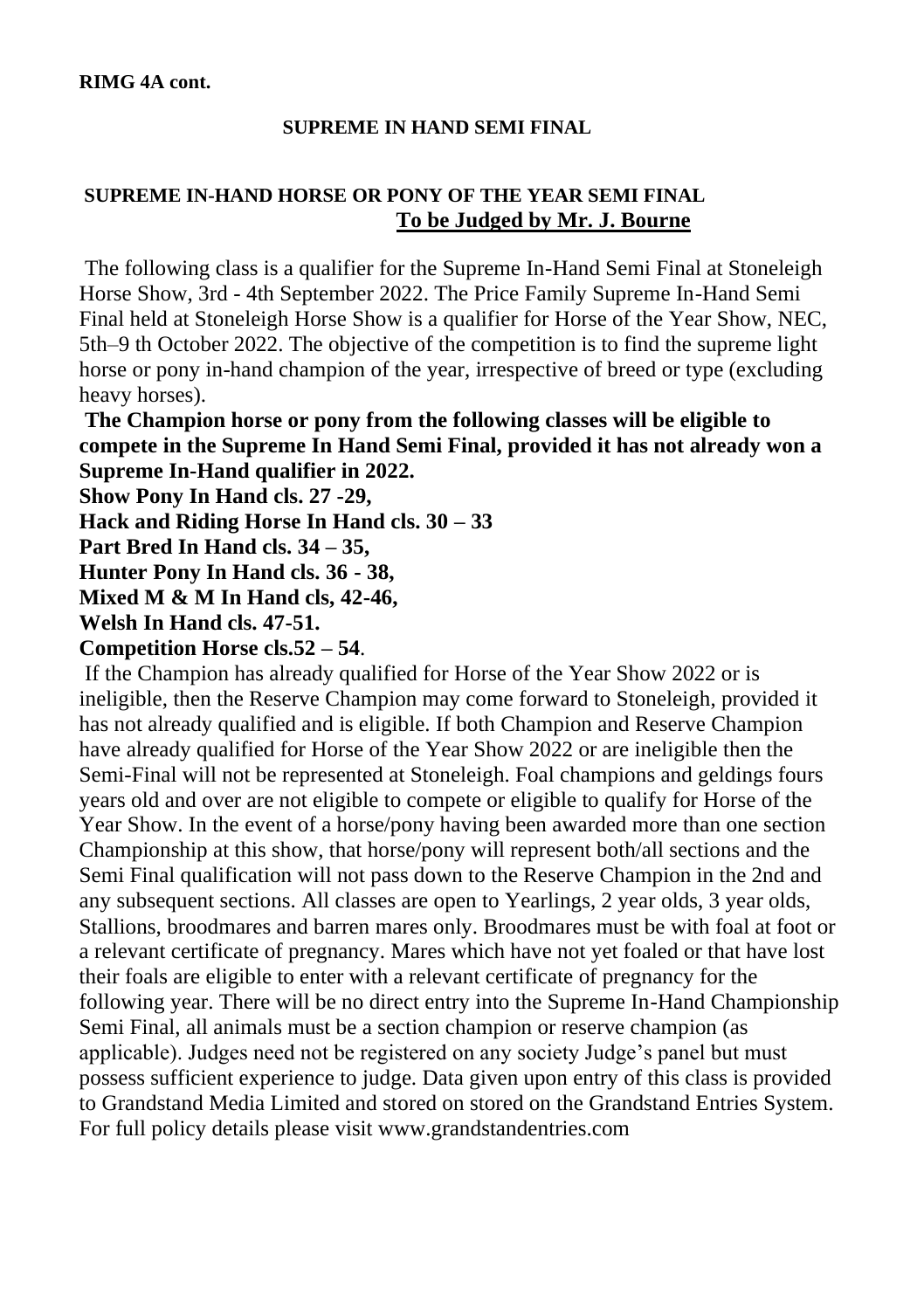**RIMG 4A cont.**

## SUPREME IN HAND SEMI FINAL

## SUPREME IN-HAND HORSE OR PONY OF THE YEAR SEMI FINAL

**To be Judged by Mr. J. Bourne**

The following class is a qualifier for the Supreme In-Hand Semi Final at Stoneleigh Horse Show, 3rd - 4th September 2022. The Price Family Supreme In-Hand Semi Final held at Stoneleigh Horse Show is a qualifier for Horse of the Year Show, NEC, 5th–9 th October 2022. The objective of the competition is to find the supreme light horse or pony in-hand champion of the year, irrespective of breed or type (excluding heavy horses).

**The Champion horse or pony from the following classes will be eligible to compete in the Supreme In Hand Semi Final, provided it has not already won a Supreme In-Hand qualifier in 2022.**

**Show Pony In Hand cls. 27 -29,**
**Hack and Riding Horse In Hand cls. 30 – 33**
**Part Bred In Hand cls. 34 – 35,**
**Hunter Pony In Hand cls. 36 - 38,**
**Mixed M & M In Hand cls, 42-46,**
**Welsh In Hand cls. 47-51.**
**Competition Horse cls.52 – 54**.

If the Champion has already qualified for Horse of the Year Show 2022 or is ineligible, then the Reserve Champion may come forward to Stoneleigh, provided it has not already qualified and is eligible. If both Champion and Reserve Champion have already qualified for Horse of the Year Show 2022 or are ineligible then the Semi-Final will not be represented at Stoneleigh. Foal champions and geldings fours years old and over are not eligible to compete or eligible to qualify for Horse of the Year Show. In the event of a horse/pony having been awarded more than one section Championship at this show, that horse/pony will represent both/all sections and the Semi Final qualification will not pass down to the Reserve Champion in the 2nd and any subsequent sections. All classes are open to Yearlings, 2 year olds, 3 year olds, Stallions, broodmares and barren mares only. Broodmares must be with foal at foot or a relevant certificate of pregnancy. Mares which have not yet foaled or that have lost their foals are eligible to enter with a relevant certificate of pregnancy for the following year. There will be no direct entry into the Supreme In-Hand Championship Semi Final, all animals must be a section champion or reserve champion (as applicable). Judges need not be registered on any society Judge's panel but must possess sufficient experience to judge. Data given upon entry of this class is provided to Grandstand Media Limited and stored on stored on the Grandstand Entries System. For full policy details please visit www.grandstandentries.com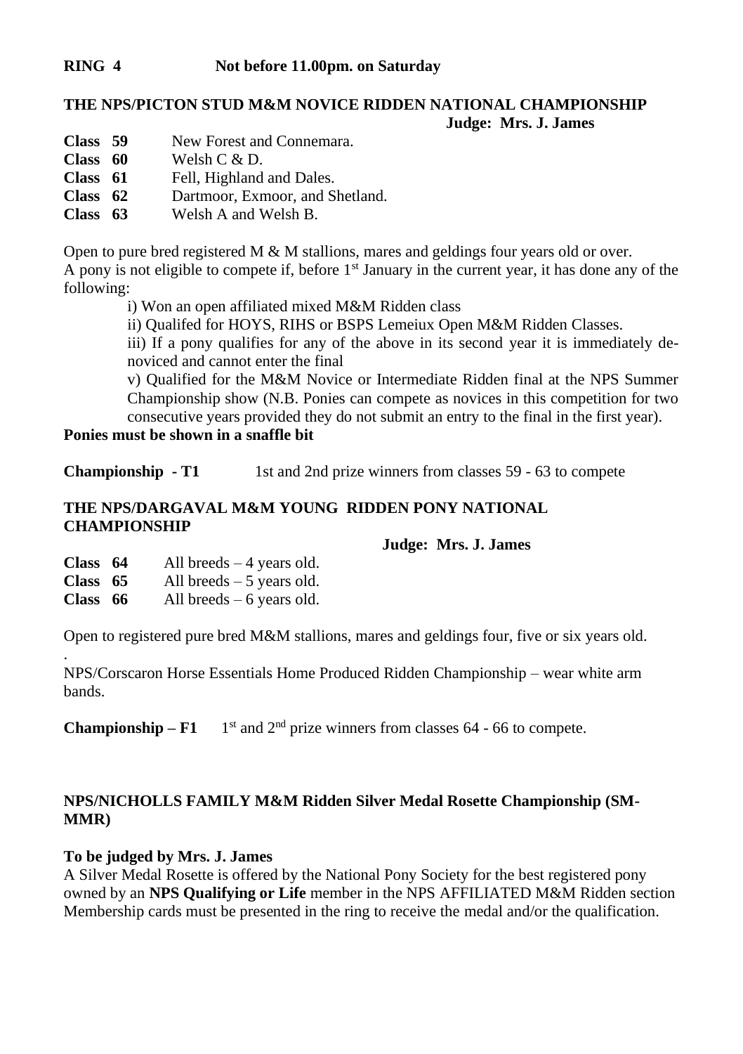**RING 4** **Not before 11.00pm. on Saturday**

**THE NPS/PICTON STUD M&M NOVICE RIDDEN NATIONAL CHAMPIONSHIP**

**Judge: Mrs. J. James**

**Class 59** New Forest and Connemara.
**Class 60** Welsh C & D.
**Class 61** Fell, Highland and Dales.
**Class 62** Dartmoor, Exmoor, and Shetland.
**Class 63** Welsh A and Welsh B.

Open to pure bred registered M & M stallions, mares and geldings four years old or over.
A pony is not eligible to compete if, before 1st January in the current year, it has done any of the following:

i) Won an open affiliated mixed M&M Ridden class

ii) Qualifed for HOYS, RIHS or BSPS Lemeiux Open M&M Ridden Classes.

iii) If a pony qualifies for any of the above in its second year it is immediately de-noviced and cannot enter the final

v) Qualified for the M&M Novice or Intermediate Ridden final at the NPS Summer Championship show (N.B. Ponies can compete as novices in this competition for two consecutive years provided they do not submit an entry to the final in the first year).

**Ponies must be shown in a snaffle bit**

**Championship - T1** 1st and 2nd prize winners from classes 59 - 63 to compete

**THE NPS/DARGAVAL M&M YOUNG RIDDEN PONY NATIONAL CHAMPIONSHIP**

**Judge: Mrs. J. James**

**Class 64** All breeds – 4 years old.
**Class 65** All breeds – 5 years old.
**Class 66** All breeds – 6 years old.

Open to registered pure bred M&M stallions, mares and geldings four, five or six years old.

.
NPS/Corscaron Horse Essentials Home Produced Ridden Championship – wear white arm bands.

**Championship – F1** 1st and 2nd prize winners from classes 64 - 66 to compete.

**NPS/NICHOLLS FAMILY M&M Ridden Silver Medal Rosette Championship (SM-MMR)**

**To be judged by Mrs. J. James**

A Silver Medal Rosette is offered by the National Pony Society for the best registered pony owned by an **NPS Qualifying or Life** member in the NPS AFFILIATED M&M Ridden section Membership cards must be presented in the ring to receive the medal and/or the qualification.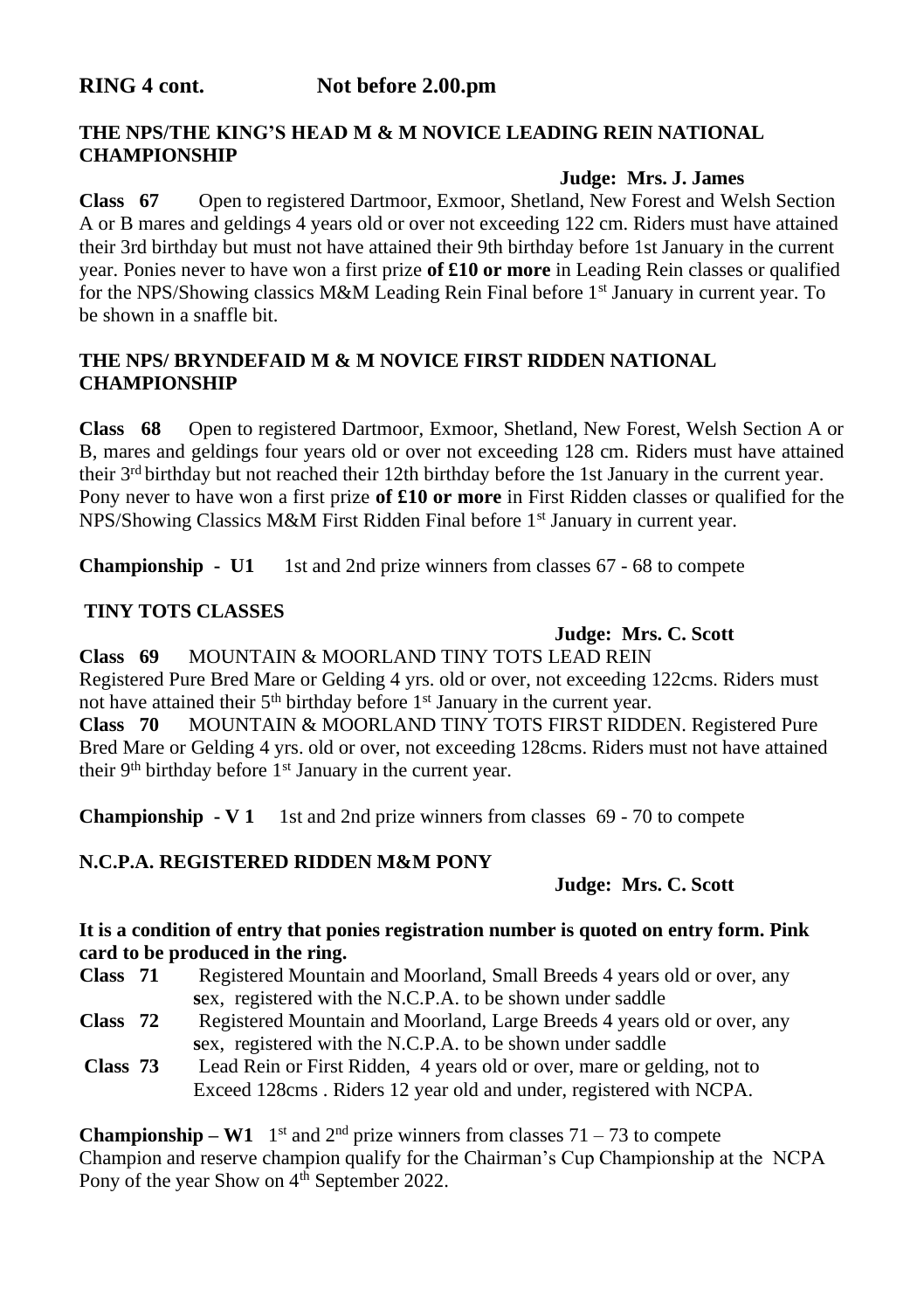## RING 4 cont. Not before 2.00.pm

### THE NPS/THE KING'S HEAD M & M NOVICE LEADING REIN NATIONAL CHAMPIONSHIP

**Judge: Mrs. J. James**

**Class 67** Open to registered Dartmoor, Exmoor, Shetland, New Forest and Welsh Section A or B mares and geldings 4 years old or over not exceeding 122 cm. Riders must have attained their 3rd birthday but must not have attained their 9th birthday before 1st January in the current year. Ponies never to have won a first prize **of £10 or more** in Leading Rein classes or qualified for the NPS/Showing classics M&M Leading Rein Final before 1st January in current year. To be shown in a snaffle bit.

### THE NPS/ BRYNDEFAID M & M NOVICE FIRST RIDDEN NATIONAL CHAMPIONSHIP

**Class 68** Open to registered Dartmoor, Exmoor, Shetland, New Forest, Welsh Section A or B, mares and geldings four years old or over not exceeding 128 cm. Riders must have attained their 3rd birthday but not reached their 12th birthday before the 1st January in the current year. Pony never to have won a first prize **of £10 or more** in First Ridden classes or qualified for the NPS/Showing Classics M&M First Ridden Final before 1st January in current year.

**Championship - U1** 1st and 2nd prize winners from classes 67 - 68 to compete

### TINY TOTS CLASSES

**Judge: Mrs. C. Scott**

**Class 69** MOUNTAIN & MOORLAND TINY TOTS LEAD REIN
Registered Pure Bred Mare or Gelding 4 yrs. old or over, not exceeding 122cms. Riders must not have attained their 5th birthday before 1st January in the current year.

**Class 70** MOUNTAIN & MOORLAND TINY TOTS FIRST RIDDEN. Registered Pure Bred Mare or Gelding 4 yrs. old or over, not exceeding 128cms. Riders must not have attained their 9th birthday before 1st January in the current year.

**Championship - V 1** 1st and 2nd prize winners from classes 69 - 70 to compete

### N.C.P.A. REGISTERED RIDDEN M&M PONY

**Judge: Mrs. C. Scott**

**It is a condition of entry that ponies registration number is quoted on entry form. Pink card to be produced in the ring.**

**Class 71** Registered Mountain and Moorland, Small Breeds 4 years old or over, any sex, registered with the N.C.P.A. to be shown under saddle

**Class 72** Registered Mountain and Moorland, Large Breeds 4 years old or over, any sex, registered with the N.C.P.A. to be shown under saddle

**Class 73** Lead Rein or First Ridden, 4 years old or over, mare or gelding, not to Exceed 128cms . Riders 12 year old and under, registered with NCPA.

**Championship – W1** 1st and 2nd prize winners from classes 71 – 73 to compete
Champion and reserve champion qualify for the Chairman's Cup Championship at the NCPA Pony of the year Show on 4th September 2022.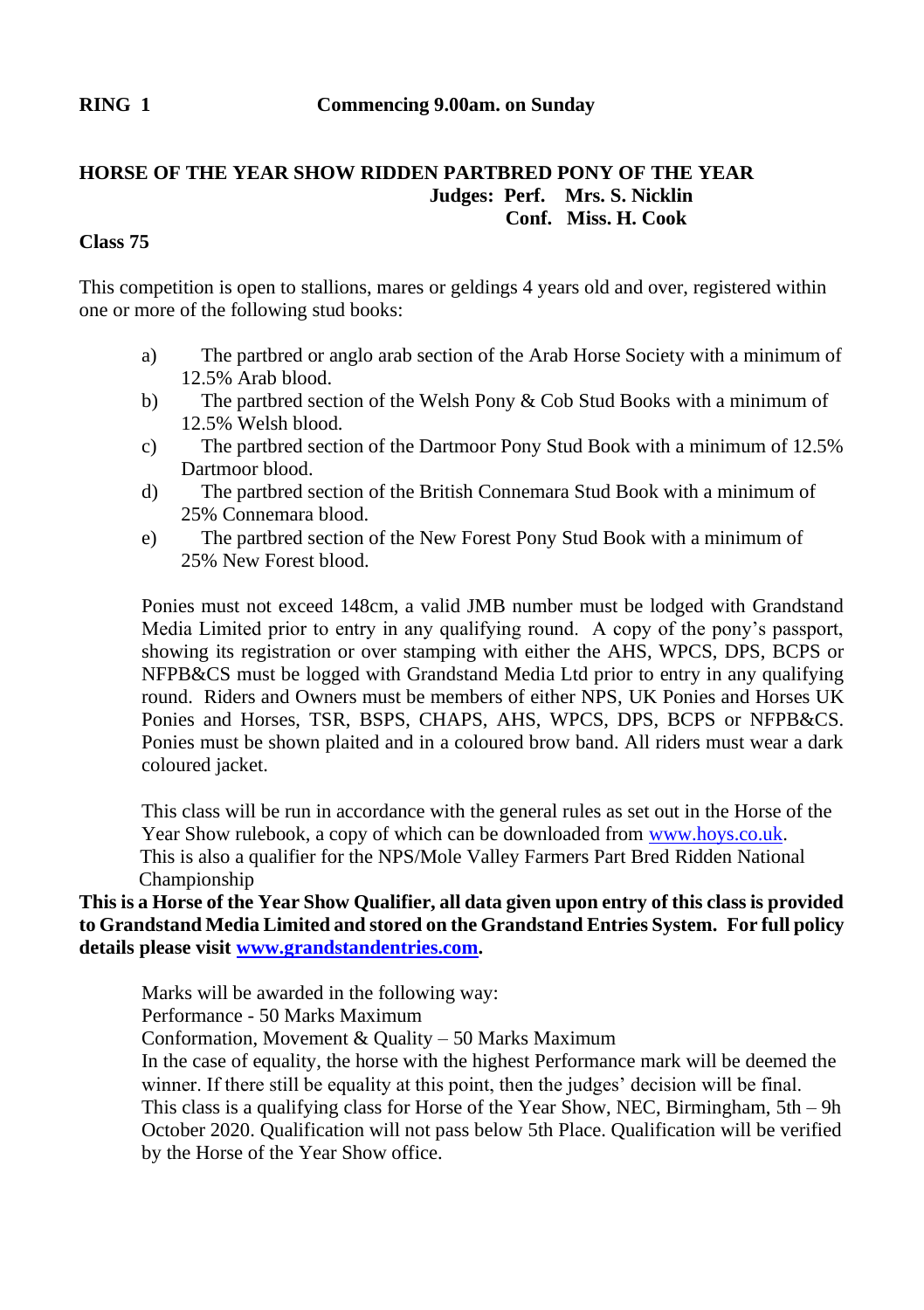**RING 1** **Commencing 9.00am. on Sunday**

**HORSE OF THE YEAR SHOW RIDDEN PARTBRED PONY OF THE YEAR**

**Judges: Perf. Mrs. S. Nicklin**
**Conf. Miss. H. Cook**

**Class 75**

This competition is open to stallions, mares or geldings 4 years old and over, registered within one or more of the following stud books:

a) The partbred or anglo arab section of the Arab Horse Society with a minimum of 12.5% Arab blood.
b) The partbred section of the Welsh Pony & Cob Stud Books with a minimum of 12.5% Welsh blood.
c) The partbred section of the Dartmoor Pony Stud Book with a minimum of 12.5% Dartmoor blood.
d) The partbred section of the British Connemara Stud Book with a minimum of 25% Connemara blood.
e) The partbred section of the New Forest Pony Stud Book with a minimum of 25% New Forest blood.

Ponies must not exceed 148cm, a valid JMB number must be lodged with Grandstand Media Limited prior to entry in any qualifying round. A copy of the pony's passport, showing its registration or over stamping with either the AHS, WPCS, DPS, BCPS or NFPB&CS must be logged with Grandstand Media Ltd prior to entry in any qualifying round. Riders and Owners must be members of either NPS, UK Ponies and Horses UK Ponies and Horses, TSR, BSPS, CHAPS, AHS, WPCS, DPS, BCPS or NFPB&CS. Ponies must be shown plaited and in a coloured brow band. All riders must wear a dark coloured jacket.

This class will be run in accordance with the general rules as set out in the Horse of the Year Show rulebook, a copy of which can be downloaded from www.hoys.co.uk.
This is also a qualifier for the NPS/Mole Valley Farmers Part Bred Ridden National Championship

**This is a Horse of the Year Show Qualifier, all data given upon entry of this class is provided to Grandstand Media Limited and stored on the Grandstand Entries System. For full policy details please visit www.grandstandentries.com.**

Marks will be awarded in the following way:
Performance - 50 Marks Maximum
Conformation, Movement & Quality – 50 Marks Maximum
In the case of equality, the horse with the highest Performance mark will be deemed the winner. If there still be equality at this point, then the judges' decision will be final.
This class is a qualifying class for Horse of the Year Show, NEC, Birmingham, 5th – 9h October 2020. Qualification will not pass below 5th Place. Qualification will be verified by the Horse of the Year Show office.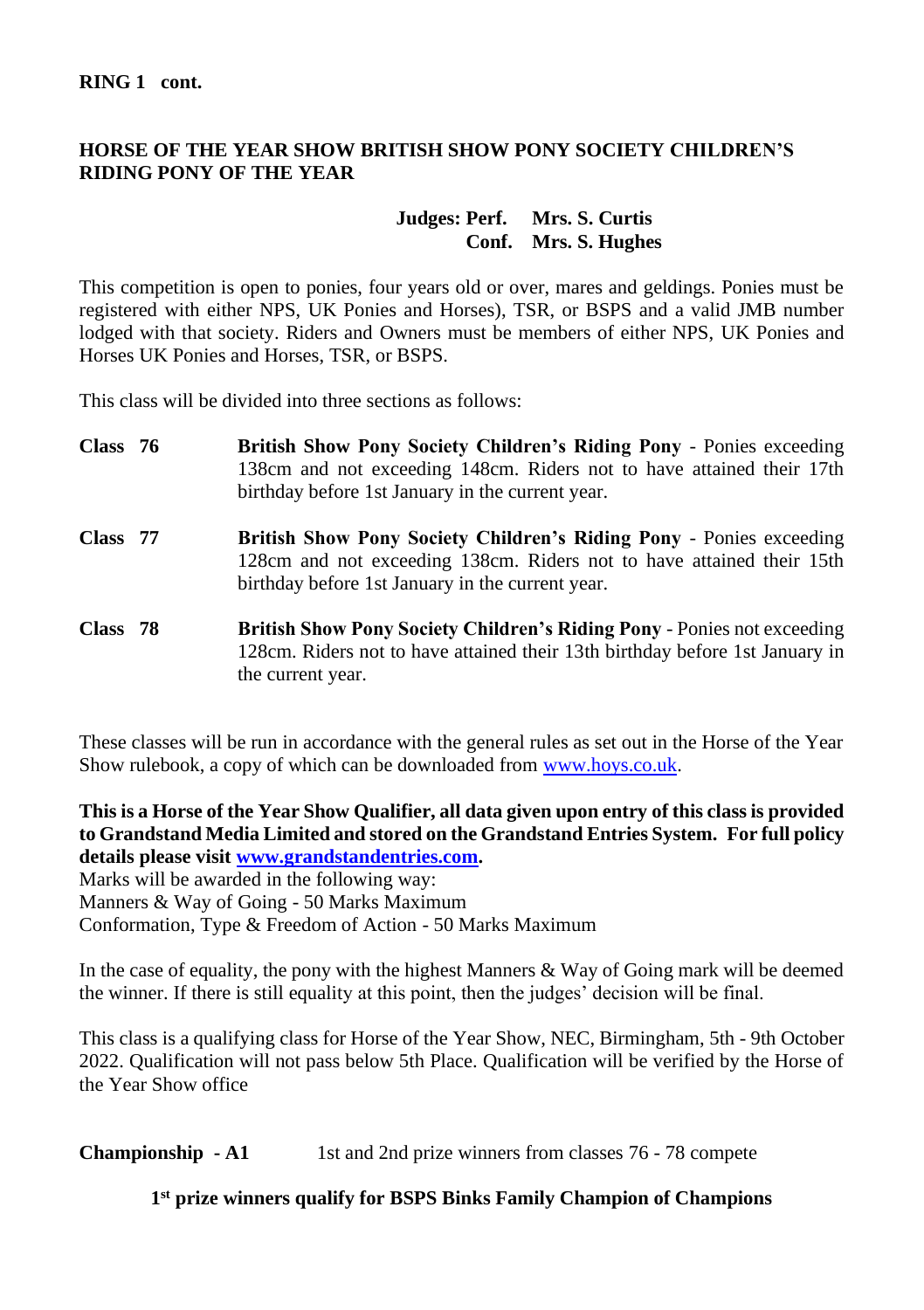**RING 1 cont.**

## HORSE OF THE YEAR SHOW BRITISH SHOW PONY SOCIETY CHILDREN'S RIDING PONY OF THE YEAR

**Judges: Perf. Mrs. S. Curtis**
**Conf. Mrs. S. Hughes**

This competition is open to ponies, four years old or over, mares and geldings. Ponies must be registered with either NPS, UK Ponies and Horses), TSR, or BSPS and a valid JMB number lodged with that society. Riders and Owners must be members of either NPS, UK Ponies and Horses UK Ponies and Horses, TSR, or BSPS.

This class will be divided into three sections as follows:

**Class 76** **British Show Pony Society Children's Riding Pony** - Ponies exceeding 138cm and not exceeding 148cm. Riders not to have attained their 17th birthday before 1st January in the current year.

**Class 77** **British Show Pony Society Children's Riding Pony** - Ponies exceeding 128cm and not exceeding 138cm. Riders not to have attained their 15th birthday before 1st January in the current year.

**Class 78** **British Show Pony Society Children's Riding Pony** - Ponies not exceeding 128cm. Riders not to have attained their 13th birthday before 1st January in the current year.

These classes will be run in accordance with the general rules as set out in the Horse of the Year Show rulebook, a copy of which can be downloaded from www.hoys.co.uk.

**This is a Horse of the Year Show Qualifier, all data given upon entry of this class is provided to Grandstand Media Limited and stored on the Grandstand Entries System. For full policy details please visit www.grandstandentries.com.**

Marks will be awarded in the following way:
Manners & Way of Going - 50 Marks Maximum
Conformation, Type & Freedom of Action - 50 Marks Maximum

In the case of equality, the pony with the highest Manners & Way of Going mark will be deemed the winner. If there is still equality at this point, then the judges' decision will be final.

This class is a qualifying class for Horse of the Year Show, NEC, Birmingham, 5th - 9th October 2022. Qualification will not pass below 5th Place. Qualification will be verified by the Horse of the Year Show office

**Championship - A1** 1st and 2nd prize winners from classes 76 - 78 compete

**1st prize winners qualify for BSPS Binks Family Champion of Champions**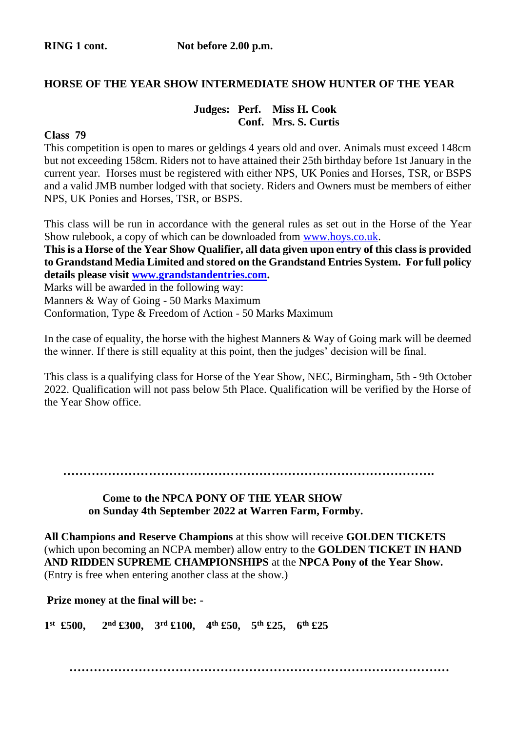**RING 1 cont.** **Not before 2.00 p.m.**

## HORSE OF THE YEAR SHOW INTERMEDIATE SHOW HUNTER OF THE YEAR

**Judges: Perf. Miss H. Cook**
**Conf. Mrs. S. Curtis**

**Class 79**

This competition is open to mares or geldings 4 years old and over. Animals must exceed 148cm but not exceeding 158cm. Riders not to have attained their 25th birthday before 1st January in the current year. Horses must be registered with either NPS, UK Ponies and Horses, TSR, or BSPS and a valid JMB number lodged with that society. Riders and Owners must be members of either NPS, UK Ponies and Horses, TSR, or BSPS.

This class will be run in accordance with the general rules as set out in the Horse of the Year Show rulebook, a copy of which can be downloaded from [www.hoys.co.uk](http://www.hoys.co.uk).

**This is a Horse of the Year Show Qualifier, all data given upon entry of this class is provided to Grandstand Media Limited and stored on the Grandstand Entries System. For full policy details please visit [www.grandstandentries.com](http://www.grandstandentries.com).**

Marks will be awarded in the following way:
Manners & Way of Going - 50 Marks Maximum
Conformation, Type & Freedom of Action - 50 Marks Maximum

In the case of equality, the horse with the highest Manners & Way of Going mark will be deemed the winner. If there is still equality at this point, then the judges' decision will be final.

This class is a qualifying class for Horse of the Year Show, NEC, Birmingham, 5th - 9th October 2022. Qualification will not pass below 5th Place. Qualification will be verified by the Horse of the Year Show office.

………………………………………………………………………………….

**Come to the NPCA PONY OF THE YEAR SHOW on Sunday 4th September 2022 at Warren Farm, Formby.**

**All Champions and Reserve Champions** at this show will receive **GOLDEN TICKETS** (which upon becoming an NCPA member) allow entry to the **GOLDEN TICKET IN HAND AND RIDDEN SUPREME CHAMPIONSHIPS** at the **NPCA Pony of the Year Show.** (Entry is free when entering another class at the show.)

**Prize money at the final will be: -**

**1st £500, 2nd £300, 3rd £100, 4th £50, 5th £25, 6th £25**

………………………………………………………………………………….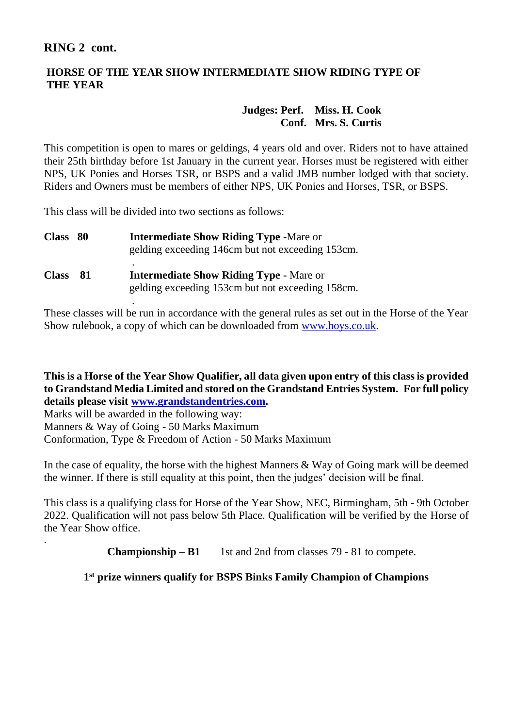## RING 2 cont.

### HORSE OF THE YEAR SHOW INTERMEDIATE SHOW RIDING TYPE OF THE YEAR

**Judges: Perf. Miss. H. Cook**
**Conf. Mrs. S. Curtis**

This competition is open to mares or geldings, 4 years old and over. Riders not to have attained their 25th birthday before 1st January in the current year. Horses must be registered with either NPS, UK Ponies and Horses TSR, or BSPS and a valid JMB number lodged with that society. Riders and Owners must be members of either NPS, UK Ponies and Horses, TSR, or BSPS.

This class will be divided into two sections as follows:

**Class 80** **Intermediate Show Riding Type** -Mare or gelding exceeding 146cm but not exceeding 153cm.

**Class 81** **Intermediate Show Riding Type** - Mare or gelding exceeding 153cm but not exceeding 158cm.

These classes will be run in accordance with the general rules as set out in the Horse of the Year Show rulebook, a copy of which can be downloaded from www.hoys.co.uk.

**This is a Horse of the Year Show Qualifier, all data given upon entry of this class is provided to Grandstand Media Limited and stored on the Grandstand Entries System. For full policy details please visit www.grandstandentries.com.**

Marks will be awarded in the following way:
Manners & Way of Going - 50 Marks Maximum
Conformation, Type & Freedom of Action - 50 Marks Maximum

In the case of equality, the horse with the highest Manners & Way of Going mark will be deemed the winner. If there is still equality at this point, then the judges' decision will be final.

This class is a qualifying class for Horse of the Year Show, NEC, Birmingham, 5th - 9th October 2022. Qualification will not pass below 5th Place. Qualification will be verified by the Horse of the Year Show office.

**Championship – B1** 1st and 2nd from classes 79 - 81 to compete.

**1st prize winners qualify for BSPS Binks Family Champion of Champions**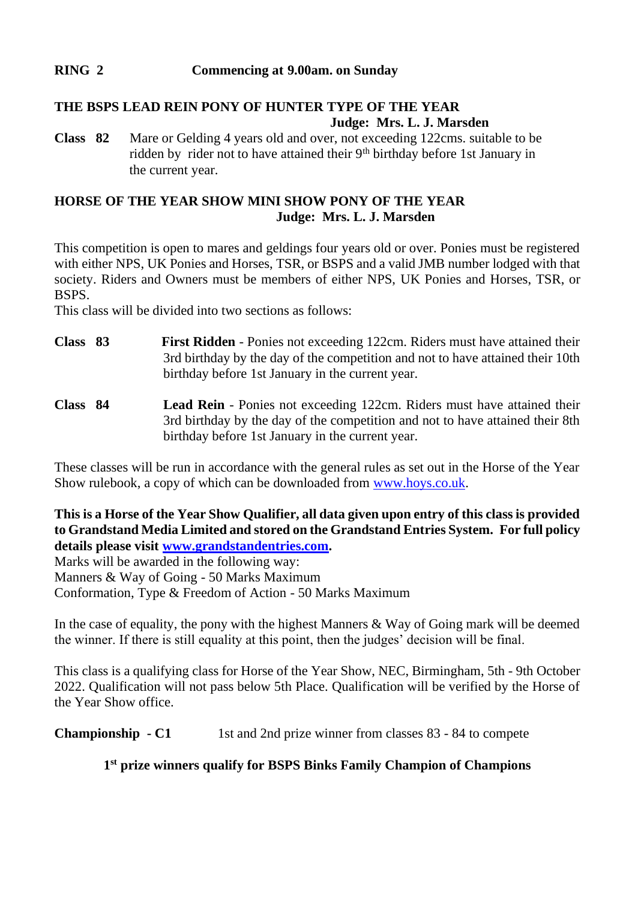**RING 2** **Commencing at 9.00am. on Sunday**

**THE BSPS LEAD REIN PONY OF HUNTER TYPE OF THE YEAR**

**Judge: Mrs. L. J. Marsden**

**Class 82** Mare or Gelding 4 years old and over, not exceeding 122cms. suitable to be ridden by rider not to have attained their 9th birthday before 1st January in the current year.

**HORSE OF THE YEAR SHOW MINI SHOW PONY OF THE YEAR**

**Judge: Mrs. L. J. Marsden**

This competition is open to mares and geldings four years old or over. Ponies must be registered with either NPS, UK Ponies and Horses, TSR, or BSPS and a valid JMB number lodged with that society. Riders and Owners must be members of either NPS, UK Ponies and Horses, TSR, or BSPS.

This class will be divided into two sections as follows:

**Class 83** **First Ridden** - Ponies not exceeding 122cm. Riders must have attained their 3rd birthday by the day of the competition and not to have attained their 10th birthday before 1st January in the current year.

**Class 84** **Lead Rein** - Ponies not exceeding 122cm. Riders must have attained their 3rd birthday by the day of the competition and not to have attained their 8th birthday before 1st January in the current year.

These classes will be run in accordance with the general rules as set out in the Horse of the Year Show rulebook, a copy of which can be downloaded from www.hoys.co.uk.

**This is a Horse of the Year Show Qualifier, all data given upon entry of this class is provided to Grandstand Media Limited and stored on the Grandstand Entries System. For full policy details please visit www.grandstandentries.com.**

Marks will be awarded in the following way:
Manners & Way of Going - 50 Marks Maximum
Conformation, Type & Freedom of Action - 50 Marks Maximum

In the case of equality, the pony with the highest Manners & Way of Going mark will be deemed the winner. If there is still equality at this point, then the judges' decision will be final.

This class is a qualifying class for Horse of the Year Show, NEC, Birmingham, 5th - 9th October 2022. Qualification will not pass below 5th Place. Qualification will be verified by the Horse of the Year Show office.

**Championship - C1** 1st and 2nd prize winner from classes 83 - 84 to compete

**1st prize winners qualify for BSPS Binks Family Champion of Champions**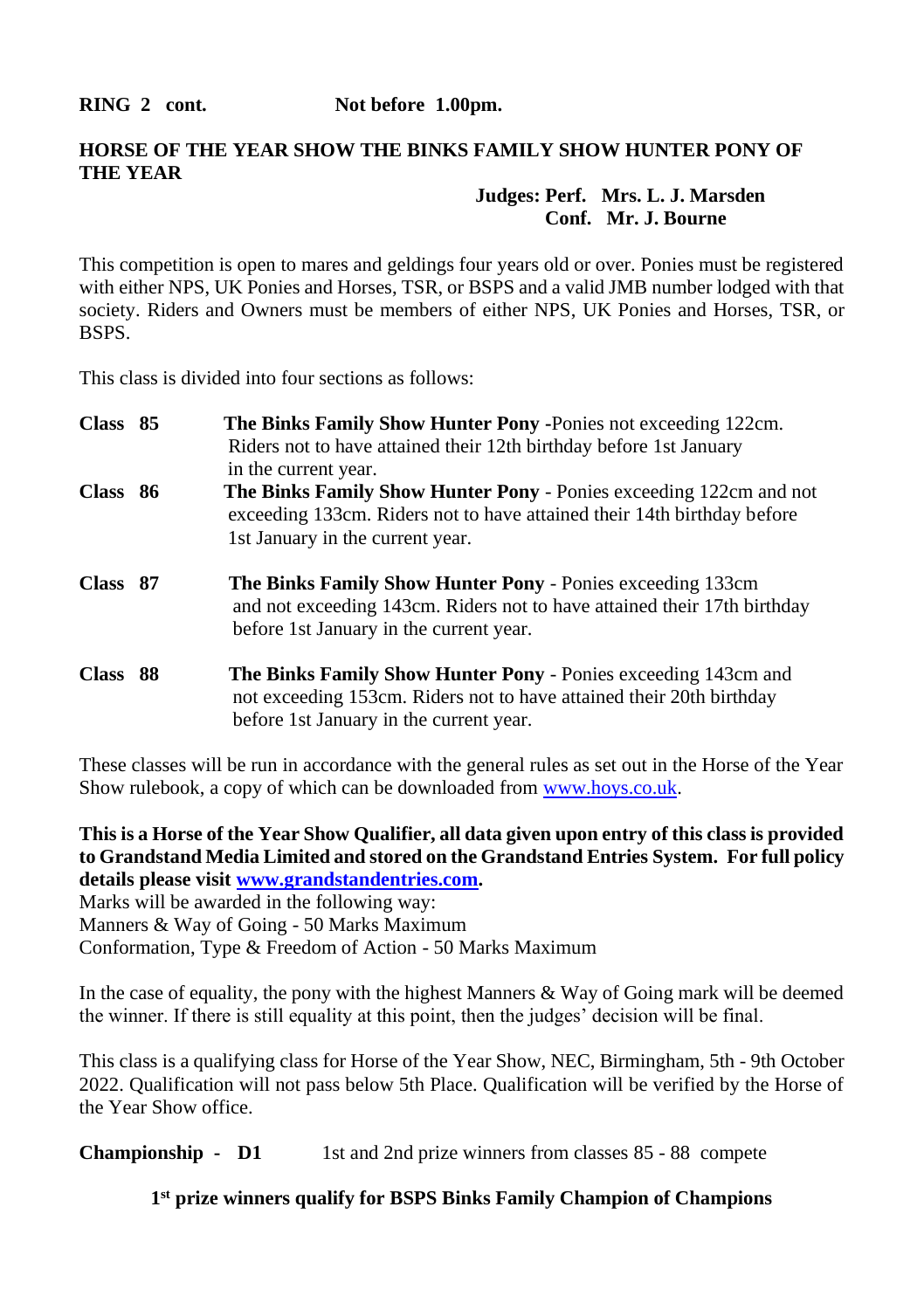**RING 2 cont. Not before 1.00pm.**

## HORSE OF THE YEAR SHOW THE BINKS FAMILY SHOW HUNTER PONY OF THE YEAR

**Judges: Perf. Mrs. L. J. Marsden**
**Conf. Mr. J. Bourne**

This competition is open to mares and geldings four years old or over. Ponies must be registered with either NPS, UK Ponies and Horses, TSR, or BSPS and a valid JMB number lodged with that society. Riders and Owners must be members of either NPS, UK Ponies and Horses, TSR, or BSPS.

This class is divided into four sections as follows:

**Class 85** **The Binks Family Show Hunter Pony** -Ponies not exceeding 122cm. Riders not to have attained their 12th birthday before 1st January in the current year.

**Class 86** **The Binks Family Show Hunter Pony** - Ponies exceeding 122cm and not exceeding 133cm. Riders not to have attained their 14th birthday before 1st January in the current year.

**Class 87** **The Binks Family Show Hunter Pony** - Ponies exceeding 133cm and not exceeding 143cm. Riders not to have attained their 17th birthday before 1st January in the current year.

**Class 88** **The Binks Family Show Hunter Pony** - Ponies exceeding 143cm and not exceeding 153cm. Riders not to have attained their 20th birthday before 1st January in the current year.

These classes will be run in accordance with the general rules as set out in the Horse of the Year Show rulebook, a copy of which can be downloaded from www.hoys.co.uk.

**This is a Horse of the Year Show Qualifier, all data given upon entry of this class is provided to Grandstand Media Limited and stored on the Grandstand Entries System. For full policy details please visit www.grandstandentries.com.**

Marks will be awarded in the following way:
Manners & Way of Going - 50 Marks Maximum
Conformation, Type & Freedom of Action - 50 Marks Maximum

In the case of equality, the pony with the highest Manners & Way of Going mark will be deemed the winner. If there is still equality at this point, then the judges' decision will be final.

This class is a qualifying class for Horse of the Year Show, NEC, Birmingham, 5th - 9th October 2022. Qualification will not pass below 5th Place. Qualification will be verified by the Horse of the Year Show office.

**Championship - D1** 1st and 2nd prize winners from classes 85 - 88 compete

**1st prize winners qualify for BSPS Binks Family Champion of Champions**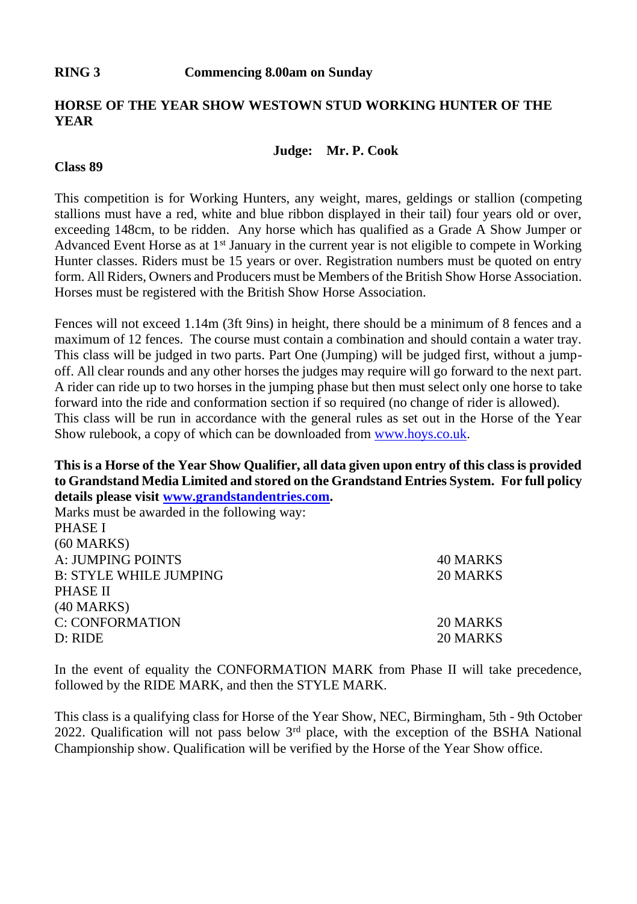**RING 3 Commencing 8.00am on Sunday**

## HORSE OF THE YEAR SHOW WESTOWN STUD WORKING HUNTER OF THE YEAR

**Judge: Mr. P. Cook**

**Class 89**

This competition is for Working Hunters, any weight, mares, geldings or stallion (competing stallions must have a red, white and blue ribbon displayed in their tail) four years old or over, exceeding 148cm, to be ridden. Any horse which has qualified as a Grade A Show Jumper or Advanced Event Horse as at 1st January in the current year is not eligible to compete in Working Hunter classes. Riders must be 15 years or over. Registration numbers must be quoted on entry form. All Riders, Owners and Producers must be Members of the British Show Horse Association. Horses must be registered with the British Show Horse Association.

Fences will not exceed 1.14m (3ft 9ins) in height, there should be a minimum of 8 fences and a maximum of 12 fences. The course must contain a combination and should contain a water tray. This class will be judged in two parts. Part One (Jumping) will be judged first, without a jump-off. All clear rounds and any other horses the judges may require will go forward to the next part. A rider can ride up to two horses in the jumping phase but then must select only one horse to take forward into the ride and conformation section if so required (no change of rider is allowed).
This class will be run in accordance with the general rules as set out in the Horse of the Year Show rulebook, a copy of which can be downloaded from www.hoys.co.uk.

**This is a Horse of the Year Show Qualifier, all data given upon entry of this class is provided to Grandstand Media Limited and stored on the Grandstand Entries System. For full policy details please visit www.grandstandentries.com.**

Marks must be awarded in the following way:

| | |
|---|---|
| PHASE I | |
| (60 MARKS) | |
| A: JUMPING POINTS | 40 MARKS |
| B: STYLE WHILE JUMPING | 20 MARKS |
| PHASE II | |
| (40 MARKS) | |
| C: CONFORMATION | 20 MARKS |
| D: RIDE | 20 MARKS |

In the event of equality the CONFORMATION MARK from Phase II will take precedence, followed by the RIDE MARK, and then the STYLE MARK.

This class is a qualifying class for Horse of the Year Show, NEC, Birmingham, 5th - 9th October 2022. Qualification will not pass below 3rd place, with the exception of the BSHA National Championship show. Qualification will be verified by the Horse of the Year Show office.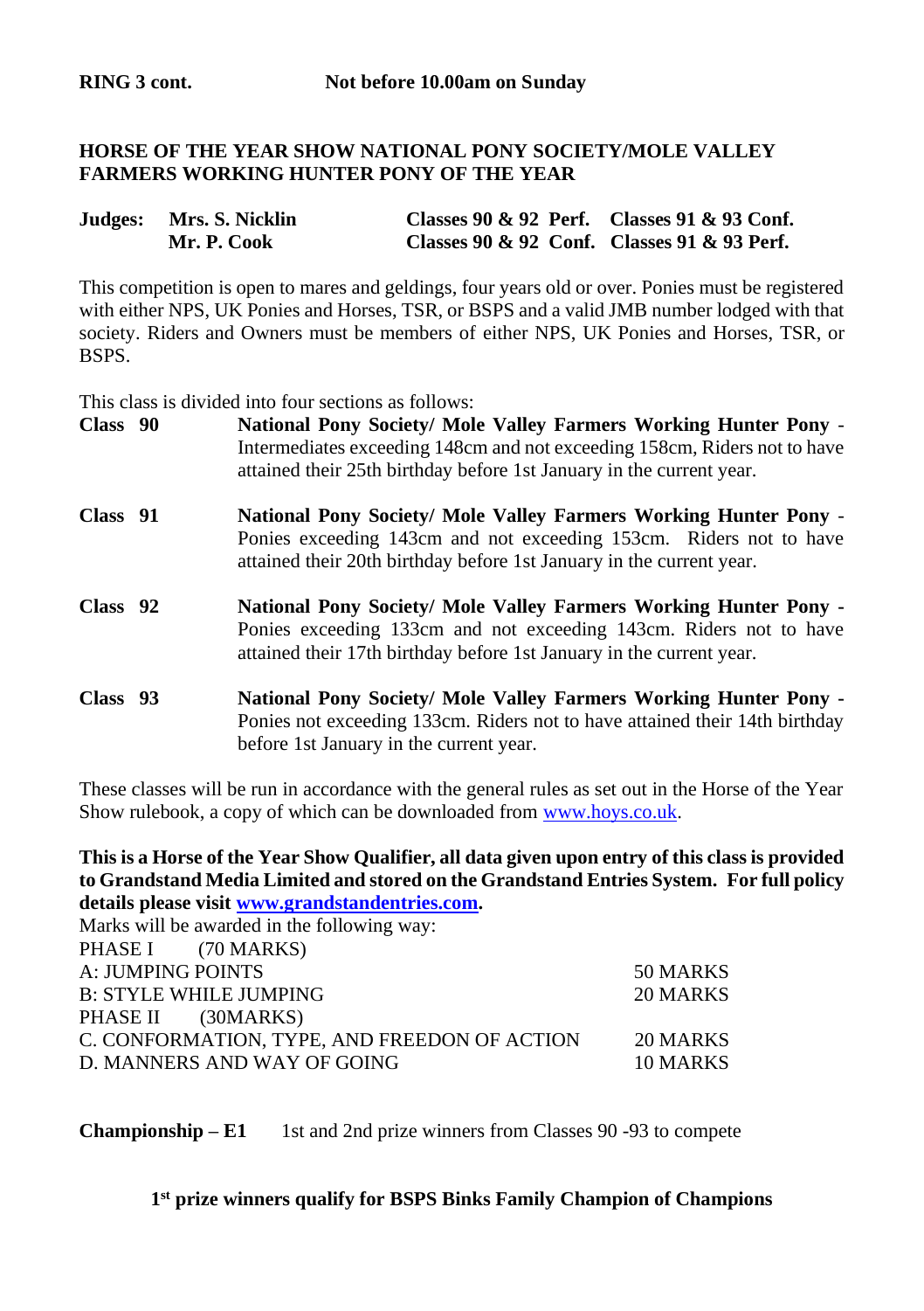**RING 3 cont. Not before 10.00am on Sunday**

## HORSE OF THE YEAR SHOW NATIONAL PONY SOCIETY/MOLE VALLEY FARMERS WORKING HUNTER PONY OF THE YEAR

| Judges: | | | |
|---|---|---|---|
| | Mrs. S. Nicklin | Classes 90 & 92 Perf. | Classes 91 & 93 Conf. |
| | Mr. P. Cook | Classes 90 & 92 Conf. | Classes 91 & 93 Perf. |

This competition is open to mares and geldings, four years old or over. Ponies must be registered with either NPS, UK Ponies and Horses, TSR, or BSPS and a valid JMB number lodged with that society. Riders and Owners must be members of either NPS, UK Ponies and Horses, TSR, or BSPS.

This class is divided into four sections as follows:

**Class 90** **National Pony Society/ Mole Valley Farmers Working Hunter Pony** - Intermediates exceeding 148cm and not exceeding 158cm, Riders not to have attained their 25th birthday before 1st January in the current year.

**Class 91** **National Pony Society/ Mole Valley Farmers Working Hunter Pony** - Ponies exceeding 143cm and not exceeding 153cm. Riders not to have attained their 20th birthday before 1st January in the current year.

**Class 92** **National Pony Society/ Mole Valley Farmers Working Hunter Pony** - Ponies exceeding 133cm and not exceeding 143cm. Riders not to have attained their 17th birthday before 1st January in the current year.

**Class 93** **National Pony Society/ Mole Valley Farmers Working Hunter Pony** - Ponies not exceeding 133cm. Riders not to have attained their 14th birthday before 1st January in the current year.

These classes will be run in accordance with the general rules as set out in the Horse of the Year Show rulebook, a copy of which can be downloaded from www.hoys.co.uk.

**This is a Horse of the Year Show Qualifier, all data given upon entry of this class is provided to Grandstand Media Limited and stored on the Grandstand Entries System. For full policy details please visit www.grandstandentries.com.**

Marks will be awarded in the following way:

| | |
|---|---|
| PHASE I (70 MARKS) | |
| A: JUMPING POINTS | 50 MARKS |
| B: STYLE WHILE JUMPING | 20 MARKS |
| PHASE II (30MARKS) | |
| C. CONFORMATION, TYPE, AND FREEDOM OF ACTION | 20 MARKS |
| D. MANNERS AND WAY OF GOING | 10 MARKS |

**Championship – E1** 1st and 2nd prize winners from Classes 90 -93 to compete

**1st prize winners qualify for BSPS Binks Family Champion of Champions**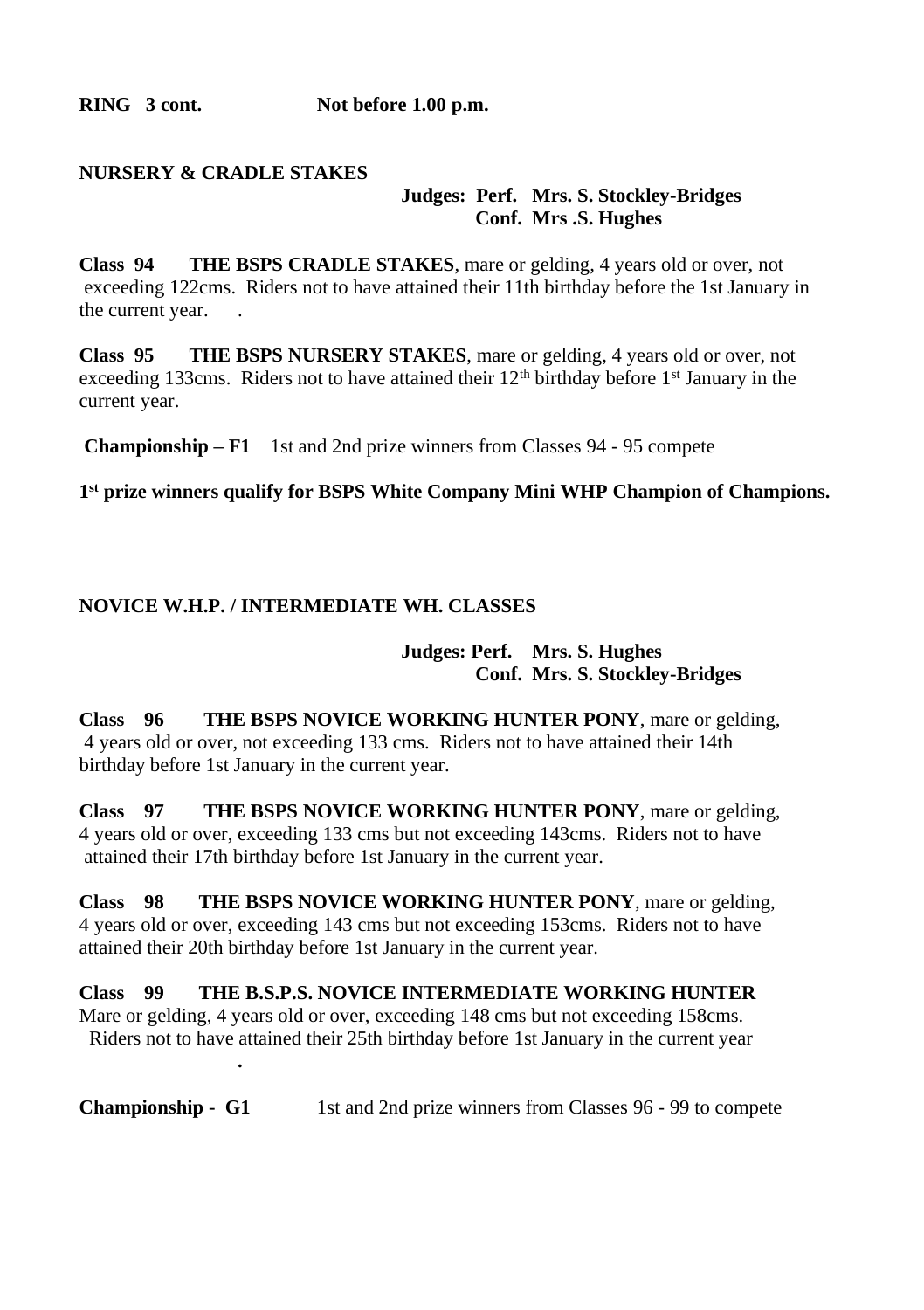**RING 3 cont.** **Not before 1.00 p.m.**

**NURSERY & CRADLE STAKES**

**Judges: Perf. Mrs. S. Stockley-Bridges**
**Conf. Mrs .S. Hughes**

**Class 94 THE BSPS CRADLE STAKES**, mare or gelding, 4 years old or over, not exceeding 122cms. Riders not to have attained their 11th birthday before the 1st January in the current year. .

**Class 95 THE BSPS NURSERY STAKES**, mare or gelding, 4 years old or over, not exceeding 133cms. Riders not to have attained their 12th birthday before 1st January in the current year.

**Championship – F1** 1st and 2nd prize winners from Classes 94 - 95 compete

**1st prize winners qualify for BSPS White Company Mini WHP Champion of Champions.**

**NOVICE W.H.P. / INTERMEDIATE WH. CLASSES**

**Judges: Perf. Mrs. S. Hughes**
**Conf. Mrs. S. Stockley-Bridges**

**Class 96 THE BSPS NOVICE WORKING HUNTER PONY**, mare or gelding, 4 years old or over, not exceeding 133 cms. Riders not to have attained their 14th birthday before 1st January in the current year.

**Class 97 THE BSPS NOVICE WORKING HUNTER PONY**, mare or gelding, 4 years old or over, exceeding 133 cms but not exceeding 143cms. Riders not to have attained their 17th birthday before 1st January in the current year.

**Class 98 THE BSPS NOVICE WORKING HUNTER PONY**, mare or gelding, 4 years old or over, exceeding 143 cms but not exceeding 153cms. Riders not to have attained their 20th birthday before 1st January in the current year.

**Class 99 THE B.S.P.S. NOVICE INTERMEDIATE WORKING HUNTER**
Mare or gelding, 4 years old or over, exceeding 148 cms but not exceeding 158cms. Riders not to have attained their 25th birthday before 1st January in the current year

.

**Championship - G1** 1st and 2nd prize winners from Classes 96 - 99 to compete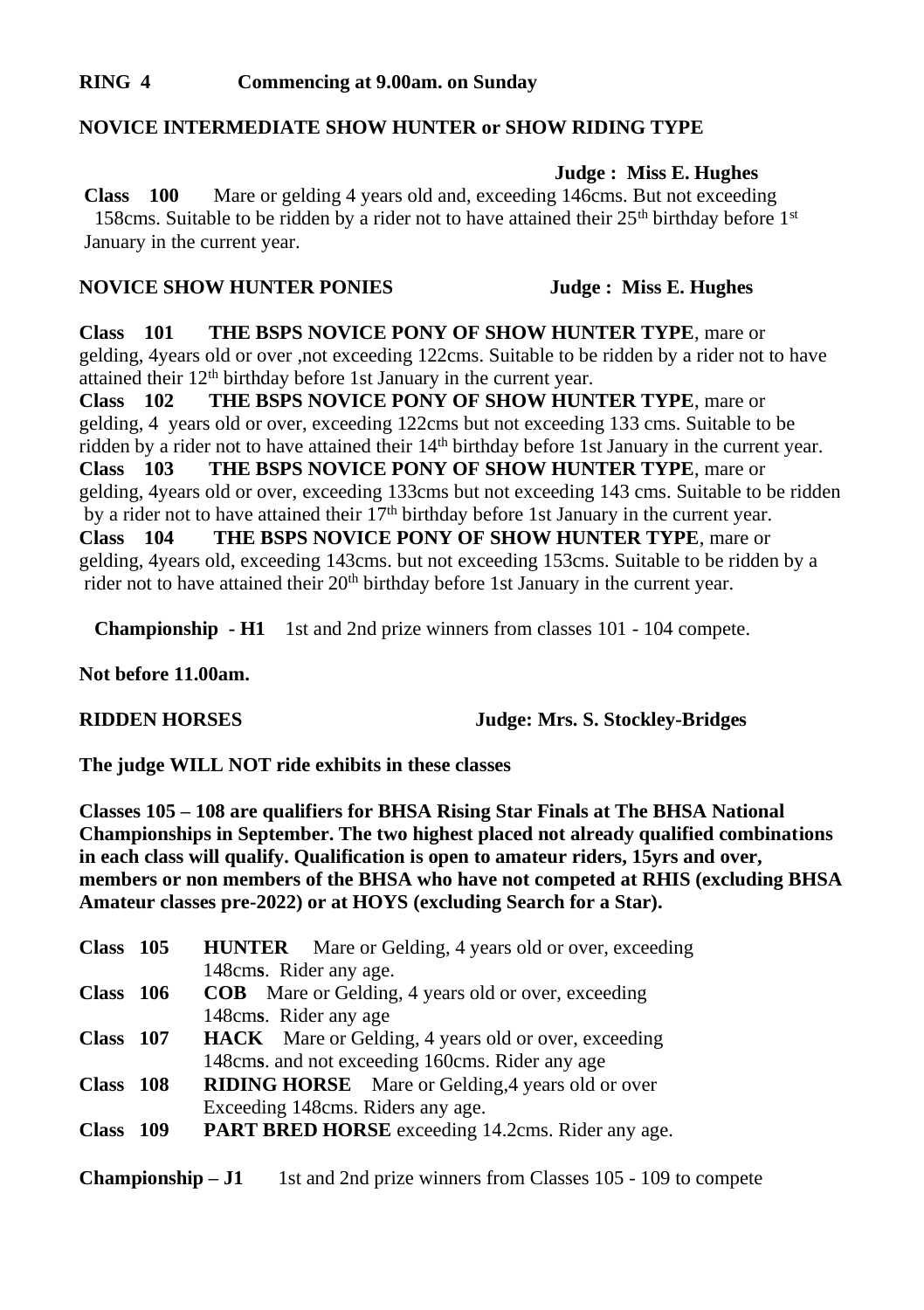**RING 4 Commencing at 9.00am. on Sunday**

**NOVICE INTERMEDIATE SHOW HUNTER or SHOW RIDING TYPE**

**Judge : Miss E. Hughes**

**Class 100** Mare or gelding 4 years old and, exceeding 146cms. But not exceeding 158cms. Suitable to be ridden by a rider not to have attained their 25th birthday before 1st January in the current year.

**NOVICE SHOW HUNTER PONIES** **Judge : Miss E. Hughes**

**Class 101 THE BSPS NOVICE PONY OF SHOW HUNTER TYPE**, mare or gelding, 4years old or over ,not exceeding 122cms. Suitable to be ridden by a rider not to have attained their 12th birthday before 1st January in the current year.

**Class 102 THE BSPS NOVICE PONY OF SHOW HUNTER TYPE**, mare or gelding, 4 years old or over, exceeding 122cms but not exceeding 133 cms. Suitable to be ridden by a rider not to have attained their 14th birthday before 1st January in the current year.

**Class 103 THE BSPS NOVICE PONY OF SHOW HUNTER TYPE**, mare or gelding, 4years old or over, exceeding 133cms but not exceeding 143 cms. Suitable to be ridden by a rider not to have attained their 17th birthday before 1st January in the current year.

**Class 104 THE BSPS NOVICE PONY OF SHOW HUNTER TYPE**, mare or gelding, 4years old, exceeding 143cms. but not exceeding 153cms. Suitable to be ridden by a rider not to have attained their 20th birthday before 1st January in the current year.

**Championship - H1** 1st and 2nd prize winners from classes 101 - 104 compete.

**Not before 11.00am.**

**RIDDEN HORSES** **Judge: Mrs. S. Stockley-Bridges**

**The judge WILL NOT ride exhibits in these classes**

**Classes 105 – 108 are qualifiers for BHSA Rising Star Finals at The BHSA National Championships in September. The two highest placed not already qualified combinations in each class will qualify. Qualification is open to amateur riders, 15yrs and over, members or non members of the BHSA who have not competed at RHIS (excluding BHSA Amateur classes pre-2022) or at HOYS (excluding Search for a Star).**

**Class 105** **HUNTER** Mare or Gelding, 4 years old or over, exceeding 148cms. Rider any age.

**Class 106** **COB** Mare or Gelding, 4 years old or over, exceeding 148cms. Rider any age

**Class 107** **HACK** Mare or Gelding, 4 years old or over, exceeding 148cms. and not exceeding 160cms. Rider any age

**Class 108** **RIDING HORSE** Mare or Gelding,4 years old or over Exceeding 148cms. Riders any age.

**Class 109** **PART BRED HORSE** exceeding 14.2cms. Rider any age.

**Championship – J1** 1st and 2nd prize winners from Classes 105 - 109 to compete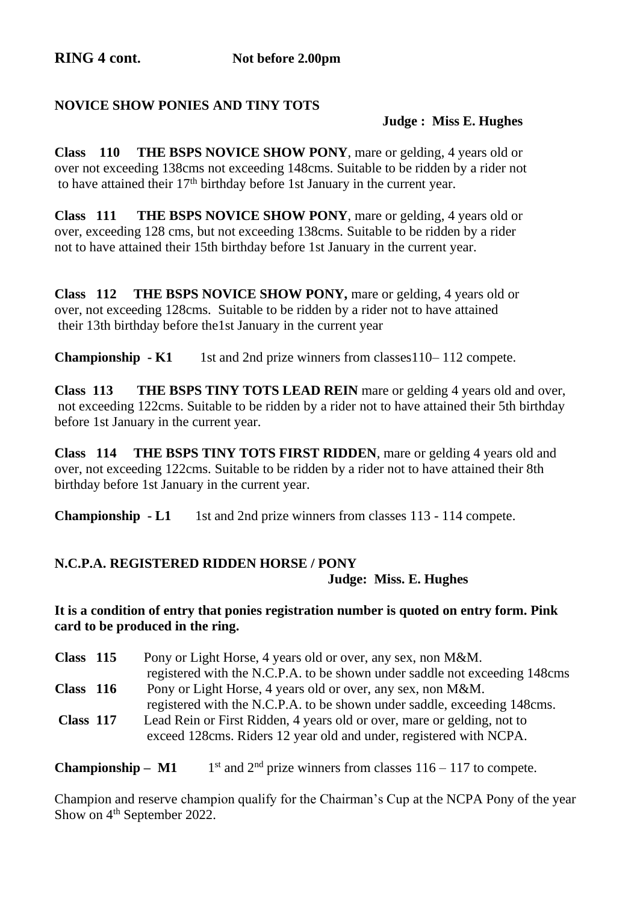**RING 4 cont.** **Not before 2.00pm**

**NOVICE SHOW PONIES AND TINY TOTS**

**Judge : Miss E. Hughes**

**Class 110 THE BSPS NOVICE SHOW PONY**, mare or gelding, 4 years old or over not exceeding 138cms not exceeding 148cms. Suitable to be ridden by a rider not to have attained their 17th birthday before 1st January in the current year.

**Class 111 THE BSPS NOVICE SHOW PONY**, mare or gelding, 4 years old or over, exceeding 128 cms, but not exceeding 138cms. Suitable to be ridden by a rider not to have attained their 15th birthday before 1st January in the current year.

**Class 112 THE BSPS NOVICE SHOW PONY,** mare or gelding, 4 years old or over, not exceeding 128cms. Suitable to be ridden by a rider not to have attained their 13th birthday before the1st January in the current year

**Championship - K1** 1st and 2nd prize winners from classes110– 112 compete.

**Class 113 THE BSPS TINY TOTS LEAD REIN** mare or gelding 4 years old and over, not exceeding 122cms. Suitable to be ridden by a rider not to have attained their 5th birthday before 1st January in the current year.

**Class 114 THE BSPS TINY TOTS FIRST RIDDEN**, mare or gelding 4 years old and over, not exceeding 122cms. Suitable to be ridden by a rider not to have attained their 8th birthday before 1st January in the current year.

**Championship - L1** 1st and 2nd prize winners from classes 113 - 114 compete.

**N.C.P.A. REGISTERED RIDDEN HORSE / PONY**

**Judge: Miss. E. Hughes**

**It is a condition of entry that ponies registration number is quoted on entry form. Pink card to be produced in the ring.**

**Class 115** Pony or Light Horse, 4 years old or over, any sex, non M&M. registered with the N.C.P.A. to be shown under saddle not exceeding 148cms

**Class 116** Pony or Light Horse, 4 years old or over, any sex, non M&M. registered with the N.C.P.A. to be shown under saddle, exceeding 148cms.

**Class 117** Lead Rein or First Ridden, 4 years old or over, mare or gelding, not to exceed 128cms. Riders 12 year old and under, registered with NCPA.

**Championship – M1** 1st and 2nd prize winners from classes 116 – 117 to compete.

Champion and reserve champion qualify for the Chairman's Cup at the NCPA Pony of the year Show on 4th September 2022.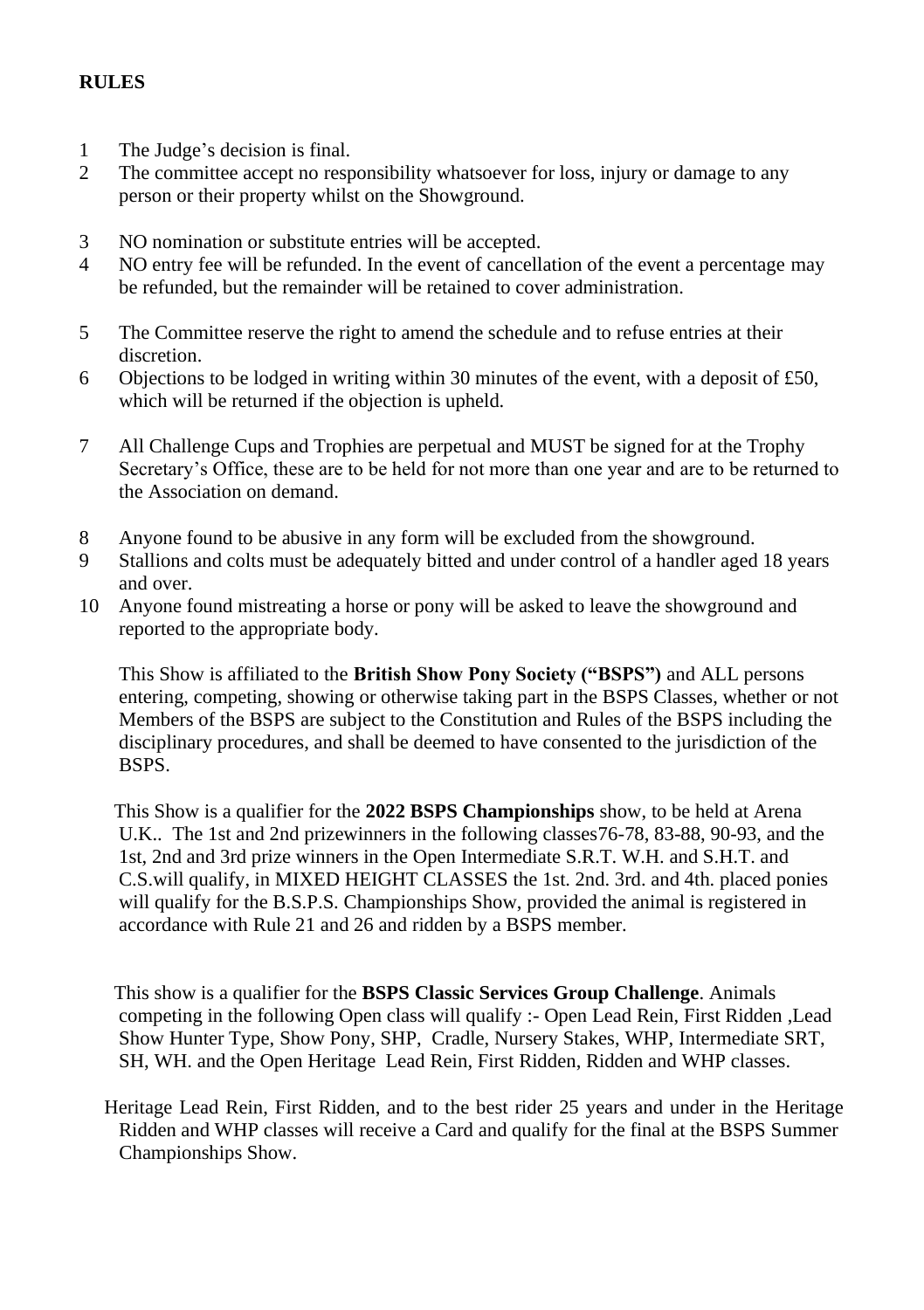**RULES**

1. The Judge's decision is final.
2. The committee accept no responsibility whatsoever for loss, injury or damage to any person or their property whilst on the Showground.
3. NO nomination or substitute entries will be accepted.
4. NO entry fee will be refunded. In the event of cancellation of the event a percentage may be refunded, but the remainder will be retained to cover administration.
5. The Committee reserve the right to amend the schedule and to refuse entries at their discretion.
6. Objections to be lodged in writing within 30 minutes of the event, with a deposit of £50, which will be returned if the objection is upheld.
7. All Challenge Cups and Trophies are perpetual and MUST be signed for at the Trophy Secretary's Office, these are to be held for not more than one year and are to be returned to the Association on demand.
8. Anyone found to be abusive in any form will be excluded from the showground.
9. Stallions and colts must be adequately bitted and under control of a handler aged 18 years and over.
10. Anyone found mistreating a horse or pony will be asked to leave the showground and reported to the appropriate body.

This Show is affiliated to the **British Show Pony Society ("BSPS")** and ALL persons entering, competing, showing or otherwise taking part in the BSPS Classes, whether or not Members of the BSPS are subject to the Constitution and Rules of the BSPS including the disciplinary procedures, and shall be deemed to have consented to the jurisdiction of the BSPS.

This Show is a qualifier for the **2022 BSPS Championships** show, to be held at Arena U.K.. The 1st and 2nd prizewinners in the following classes76-78, 83-88, 90-93, and the 1st, 2nd and 3rd prize winners in the Open Intermediate S.R.T. W.H. and S.H.T. and C.S.will qualify, in MIXED HEIGHT CLASSES the 1st. 2nd. 3rd. and 4th. placed ponies will qualify for the B.S.P.S. Championships Show, provided the animal is registered in accordance with Rule 21 and 26 and ridden by a BSPS member.

This show is a qualifier for the **BSPS Classic Services Group Challenge**. Animals competing in the following Open class will qualify :- Open Lead Rein, First Ridden ,Lead Show Hunter Type, Show Pony, SHP, Cradle, Nursery Stakes, WHP, Intermediate SRT, SH, WH. and the Open Heritage Lead Rein, First Ridden, Ridden and WHP classes.

Heritage Lead Rein, First Ridden, and to the best rider 25 years and under in the Heritage Ridden and WHP classes will receive a Card and qualify for the final at the BSPS Summer Championships Show.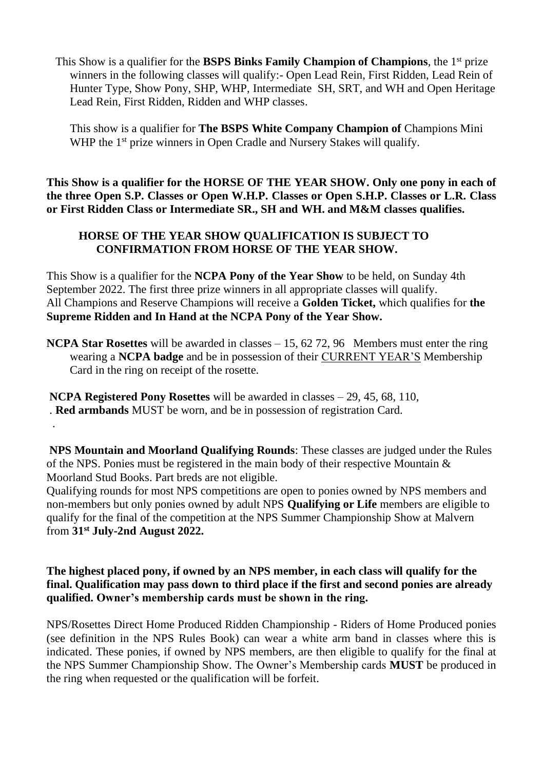This Show is a qualifier for the **BSPS Binks Family Champion of Champions**, the 1st prize winners in the following classes will qualify:- Open Lead Rein, First Ridden, Lead Rein of Hunter Type, Show Pony, SHP, WHP, Intermediate SH, SRT, and WH and Open Heritage Lead Rein, First Ridden, Ridden and WHP classes.

This show is a qualifier for **The BSPS White Company Champion of** Champions Mini WHP the 1st prize winners in Open Cradle and Nursery Stakes will qualify.

**This Show is a qualifier for the HORSE OF THE YEAR SHOW. Only one pony in each of the three Open S.P. Classes or Open W.H.P. Classes or Open S.H.P. Classes or L.R. Class or First Ridden Class or Intermediate SR., SH and WH. and M&M classes qualifies.**

**HORSE OF THE YEAR SHOW QUALIFICATION IS SUBJECT TO CONFIRMATION FROM HORSE OF THE YEAR SHOW.**

This Show is a qualifier for the **NCPA Pony of the Year Show** to be held, on Sunday 4th September 2022. The first three prize winners in all appropriate classes will qualify.
All Champions and Reserve Champions will receive a **Golden Ticket,** which qualifies for **the Supreme Ridden and In Hand at the NCPA Pony of the Year Show.**

**NCPA Star Rosettes** will be awarded in classes – 15, 62 72, 96 Members must enter the ring wearing a **NCPA badge** and be in possession of their CURRENT YEAR'S Membership Card in the ring on receipt of the rosette.

**NCPA Registered Pony Rosettes** will be awarded in classes – 29, 45, 68, 110,
. **Red armbands** MUST be worn, and be in possession of registration Card.
.

**NPS Mountain and Moorland Qualifying Rounds**: These classes are judged under the Rules of the NPS. Ponies must be registered in the main body of their respective Mountain & Moorland Stud Books. Part breds are not eligible.
Qualifying rounds for most NPS competitions are open to ponies owned by NPS members and non-members but only ponies owned by adult NPS **Qualifying or Life** members are eligible to qualify for the final of the competition at the NPS Summer Championship Show at Malvern from **31st July-2nd August 2022.**

**The highest placed pony, if owned by an NPS member, in each class will qualify for the final. Qualification may pass down to third place if the first and second ponies are already qualified. Owner's membership cards must be shown in the ring.**

NPS/Rosettes Direct Home Produced Ridden Championship - Riders of Home Produced ponies (see definition in the NPS Rules Book) can wear a white arm band in classes where this is indicated. These ponies, if owned by NPS members, are then eligible to qualify for the final at the NPS Summer Championship Show. The Owner's Membership cards **MUST** be produced in the ring when requested or the qualification will be forfeit.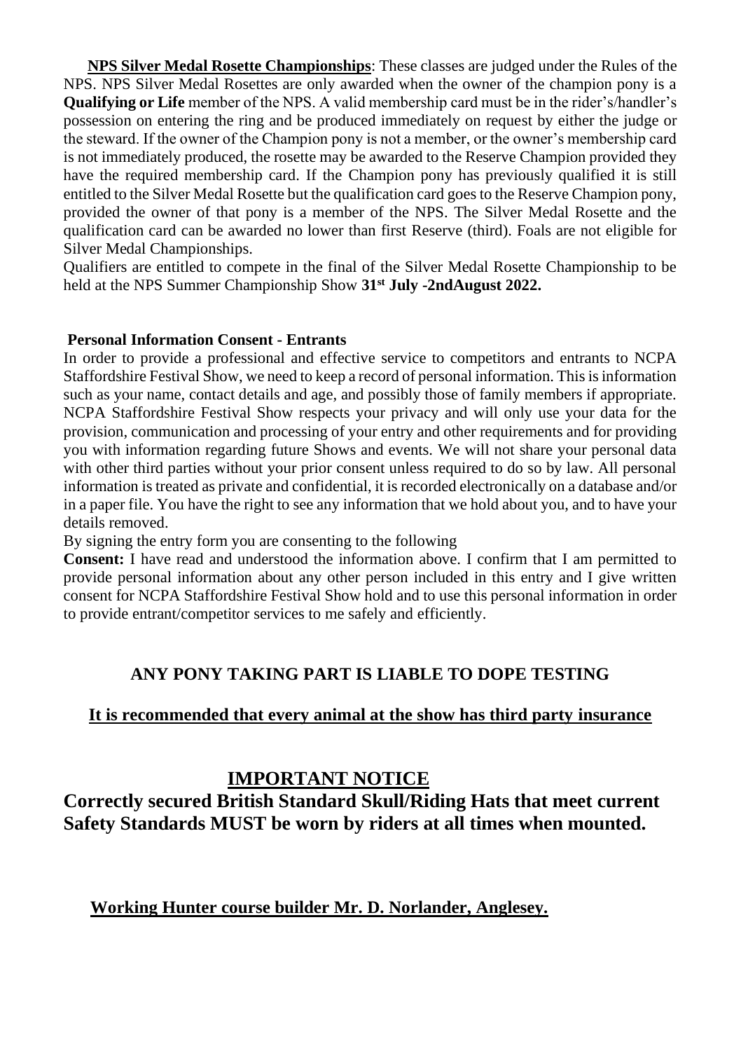**NPS Silver Medal Rosette Championships**: These classes are judged under the Rules of the NPS. NPS Silver Medal Rosettes are only awarded when the owner of the champion pony is a **Qualifying or Life** member of the NPS. A valid membership card must be in the rider's/handler's possession on entering the ring and be produced immediately on request by either the judge or the steward. If the owner of the Champion pony is not a member, or the owner's membership card is not immediately produced, the rosette may be awarded to the Reserve Champion provided they have the required membership card. If the Champion pony has previously qualified it is still entitled to the Silver Medal Rosette but the qualification card goes to the Reserve Champion pony, provided the owner of that pony is a member of the NPS. The Silver Medal Rosette and the qualification card can be awarded no lower than first Reserve (third). Foals are not eligible for Silver Medal Championships.

Qualifiers are entitled to compete in the final of the Silver Medal Rosette Championship to be held at the NPS Summer Championship Show **31st July -2ndAugust 2022.**

**Personal Information Consent - Entrants**

In order to provide a professional and effective service to competitors and entrants to NCPA Staffordshire Festival Show, we need to keep a record of personal information. This is information such as your name, contact details and age, and possibly those of family members if appropriate. NCPA Staffordshire Festival Show respects your privacy and will only use your data for the provision, communication and processing of your entry and other requirements and for providing you with information regarding future Shows and events. We will not share your personal data with other third parties without your prior consent unless required to do so by law. All personal information is treated as private and confidential, it is recorded electronically on a database and/or in a paper file. You have the right to see any information that we hold about you, and to have your details removed.

By signing the entry form you are consenting to the following

**Consent:** I have read and understood the information above. I confirm that I am permitted to provide personal information about any other person included in this entry and I give written consent for NCPA Staffordshire Festival Show hold and to use this personal information in order to provide entrant/competitor services to me safely and efficiently.

**ANY PONY TAKING PART IS LIABLE TO DOPE TESTING**

**It is recommended that every animal at the show has third party insurance**

## IMPORTANT NOTICE

**Correctly secured British Standard Skull/Riding Hats that meet current Safety Standards MUST be worn by riders at all times when mounted.**

**Working Hunter course builder Mr. D. Norlander, Anglesey.**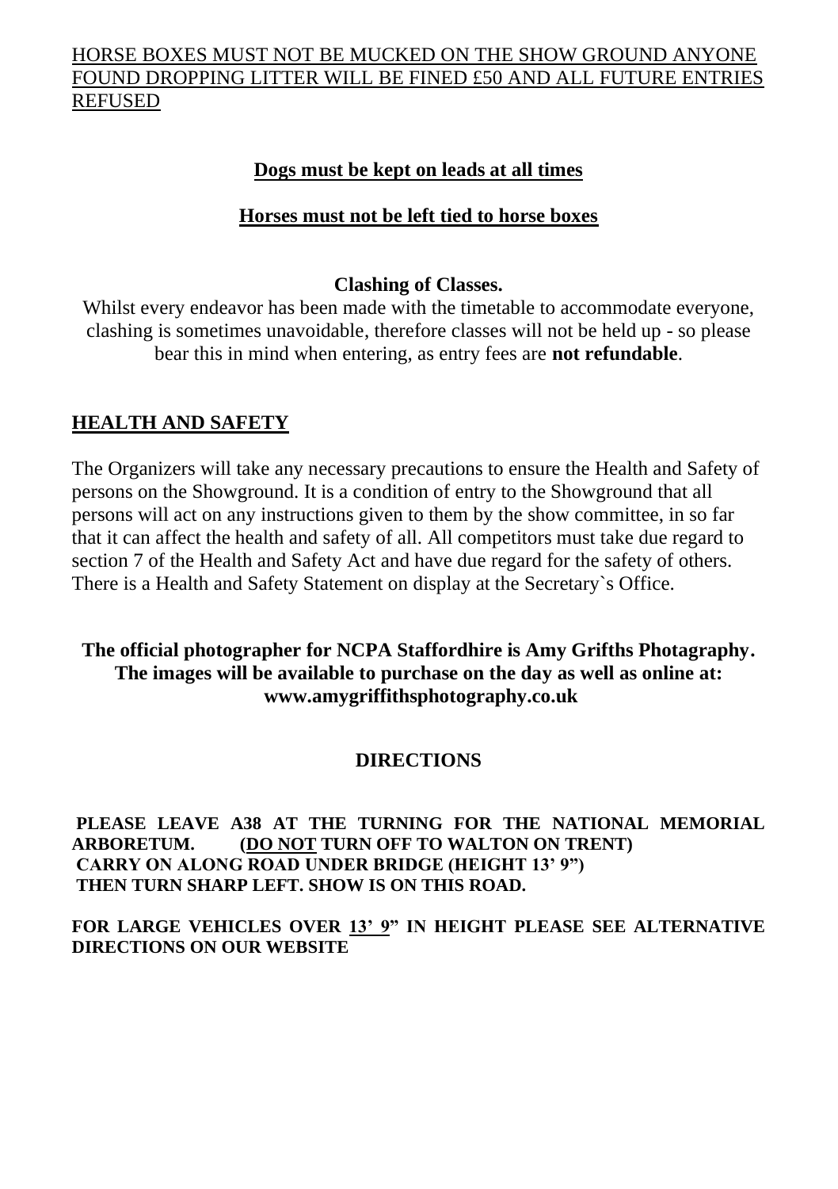<u>HORSE BOXES MUST NOT BE MUCKED ON THE SHOW GROUND ANYONE FOUND DROPPING LITTER WILL BE FINED £50 AND ALL FUTURE ENTRIES REFUSED</u>

**<u>Dogs must be kept on leads at all times</u>**

**<u>Horses must not be left tied to horse boxes</u>**

**Clashing of Classes.**

Whilst every endeavor has been made with the timetable to accommodate everyone, clashing is sometimes unavoidable, therefore classes will not be held up - so please bear this in mind when entering, as entry fees are **not refundable**.

## <u>HEALTH AND SAFETY</u>

The Organizers will take any necessary precautions to ensure the Health and Safety of persons on the Showground. It is a condition of entry to the Showground that all persons will act on any instructions given to them by the show committee, in so far that it can affect the health and safety of all. All competitors must take due regard to section 7 of the Health and Safety Act and have due regard for the safety of others. There is a Health and Safety Statement on display at the Secretary`s Office.

**The official photographer for NCPA Staffordhire is Amy Grifths Photagraphy. The images will be available to purchase on the day as well as online at: www.amygriffithsphotography.co.uk**

## DIRECTIONS

**PLEASE LEAVE A38 AT THE TURNING FOR THE NATIONAL MEMORIAL ARBORETUM. (<u>DO NOT</u> TURN OFF TO WALTON ON TRENT)**
**CARRY ON ALONG ROAD UNDER BRIDGE (HEIGHT 13' 9")**
**THEN TURN SHARP LEFT. SHOW IS ON THIS ROAD.**

**FOR LARGE VEHICLES OVER <u>13' 9"</u> IN HEIGHT PLEASE SEE ALTERNATIVE DIRECTIONS ON OUR WEBSITE**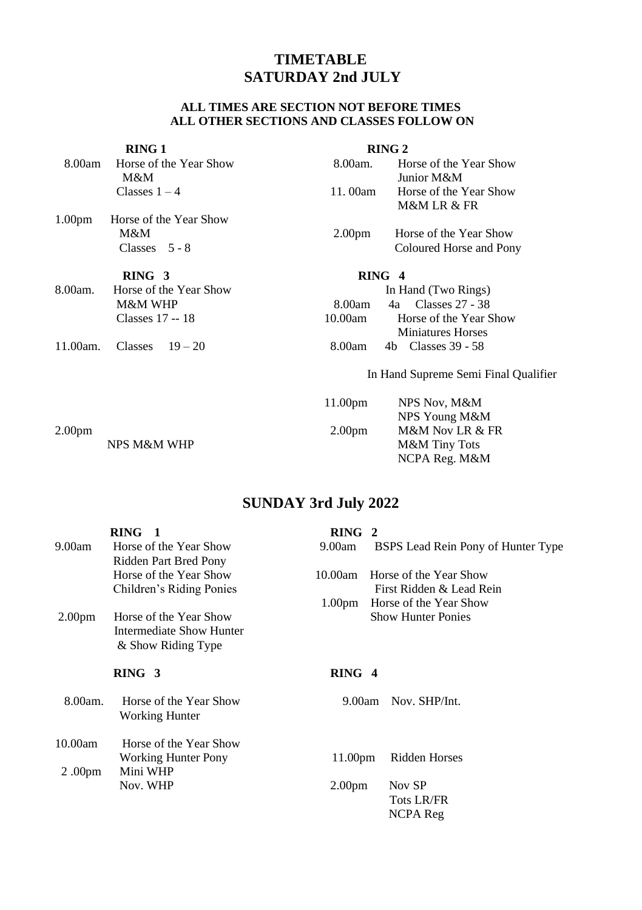# TIMETABLE
# SATURDAY 2nd JULY

**ALL TIMES ARE SECTION NOT BEFORE TIMES**
**ALL OTHER SECTIONS AND CLASSES FOLLOW ON**

### RING 1

8.00am Horse of the Year Show
M&M
Classes 1 – 4

1.00pm Horse of the Year Show
M&M
Classes 5 - 8

### RING 2

8.00am. Horse of the Year Show
Junior M&M

11. 00am Horse of the Year Show
M&M LR & FR

2.00pm Horse of the Year Show
Coloured Horse and Pony

### RING 3

8.00am. Horse of the Year Show
M&M WHP
Classes 17 -- 18

11.00am. Classes 19 – 20

2.00pm
NPS M&M WHP

### RING 4

In Hand (Two Rings)

8.00am 4a Classes 27 - 38

10.00am Horse of the Year Show
Miniatures Horses

8.00am 4b Classes 39 - 58

In Hand Supreme Semi Final Qualifier

11.00pm NPS Nov, M&M
NPS Young M&M

2.00pm M&M Nov LR & FR
M&M Tiny Tots
NCPA Reg. M&M

# SUNDAY 3rd July 2022

### RING 1

9.00am Horse of the Year Show
Ridden Part Bred Pony
Horse of the Year Show
Children's Riding Ponies

2.00pm Horse of the Year Show
Intermediate Show Hunter
& Show Riding Type

### RING 2

9.00am BSPS Lead Rein Pony of Hunter Type

10.00am Horse of the Year Show
First Ridden & Lead Rein

1.00pm Horse of the Year Show
Show Hunter Ponies

### RING 3

8.00am. Horse of the Year Show
Working Hunter

10.00am Horse of the Year Show
Working Hunter Pony

2 .00pm Mini WHP
Nov. WHP

### RING 4

9.00am Nov. SHP/Int.

11.00pm Ridden Horses

2.00pm Nov SP
Tots LR/FR
NCPA Reg